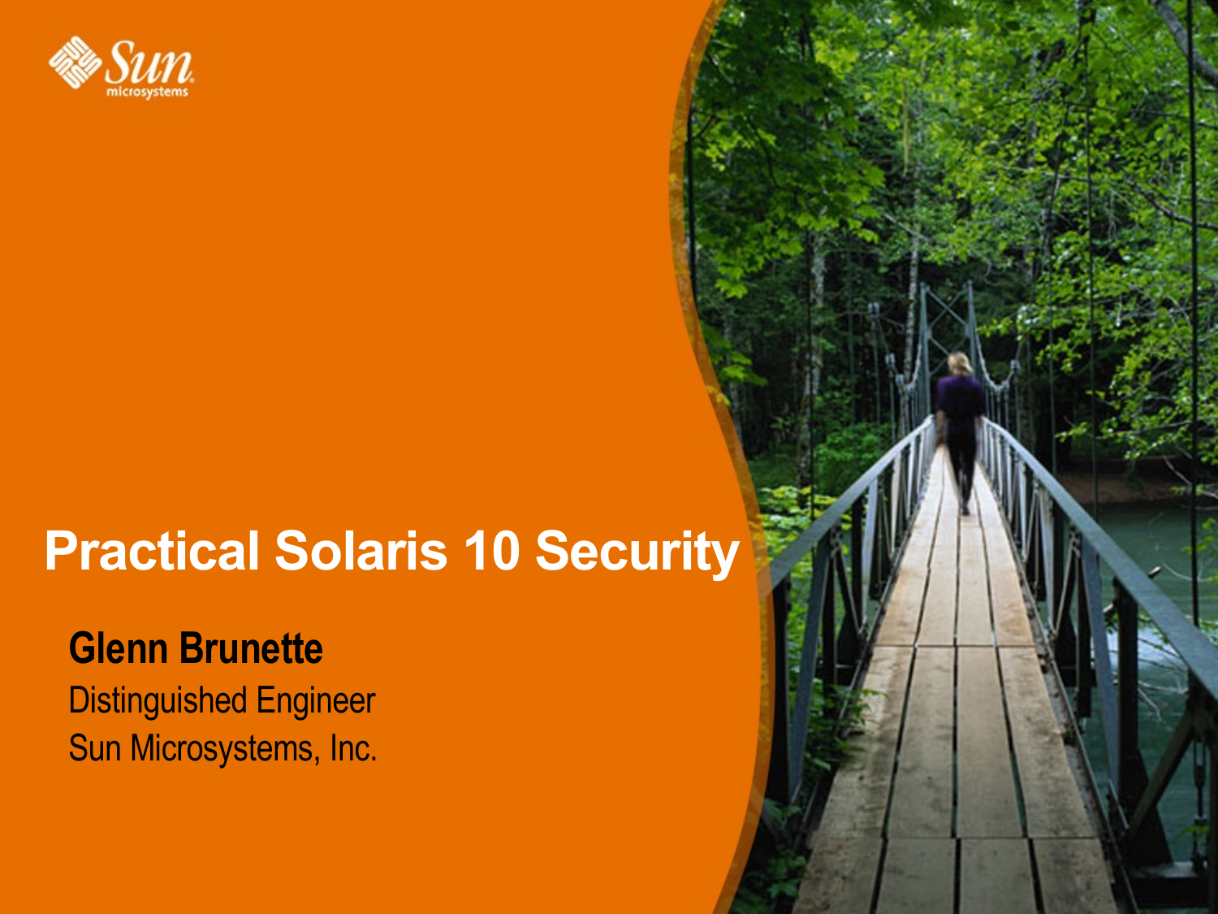# Practical Solaris 10 Security

**Glenn Brunette**

Distinguished Engineer

Sun Microsystems, Inc.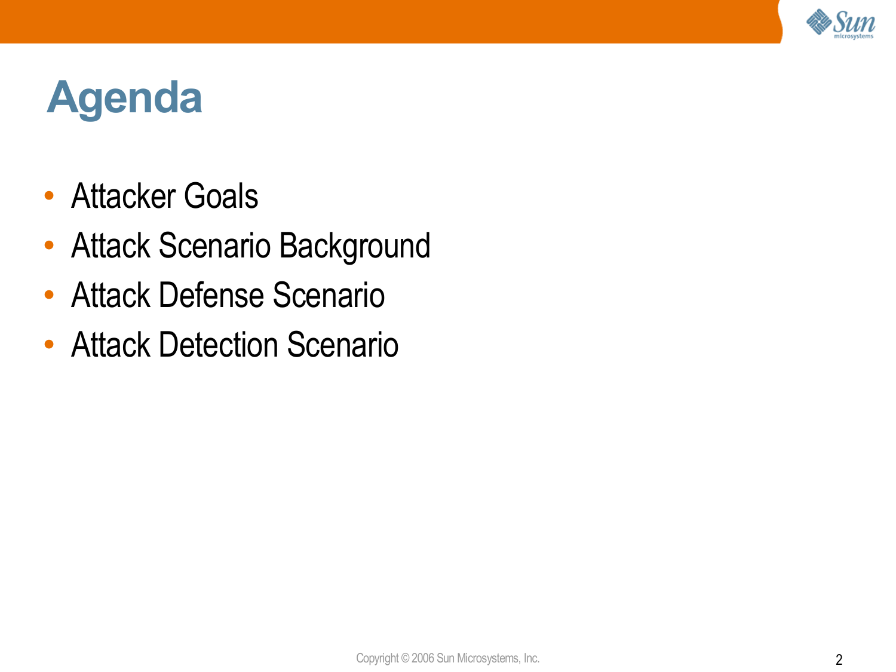# Agenda

- Attacker Goals
- Attack Scenario Background
- Attack Defense Scenario
- Attack Detection Scenario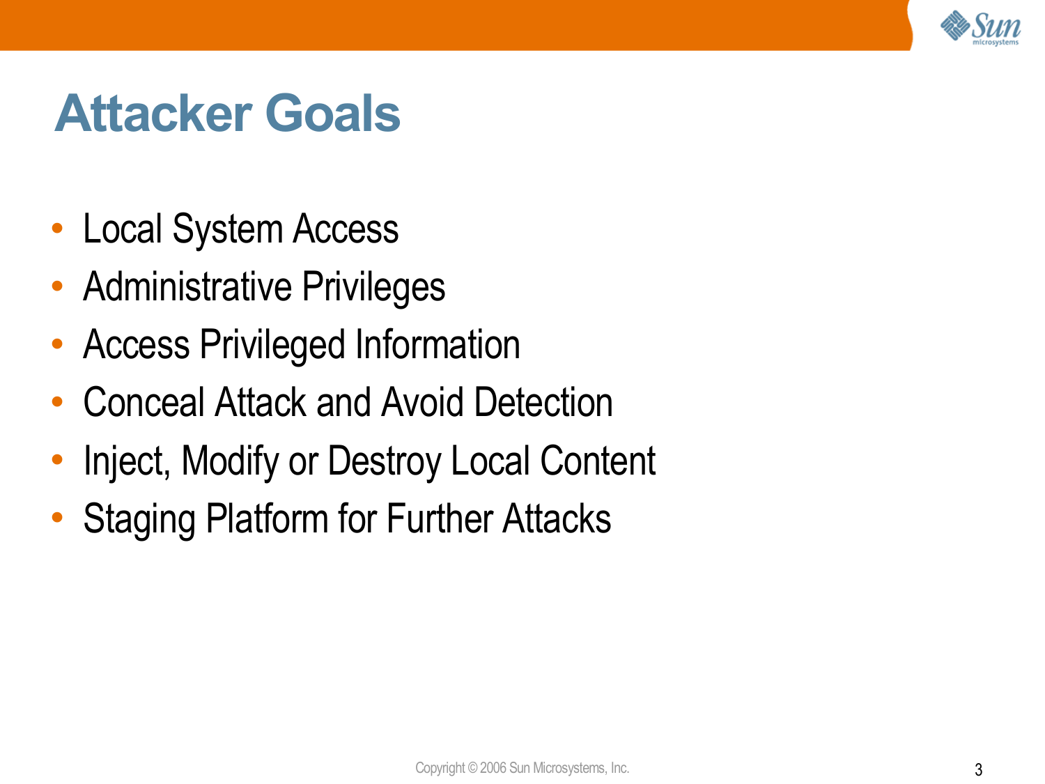# Attacker Goals

- Local System Access
- Administrative Privileges
- Access Privileged Information
- Conceal Attack and Avoid Detection
- Inject, Modify or Destroy Local Content
- Staging Platform for Further Attacks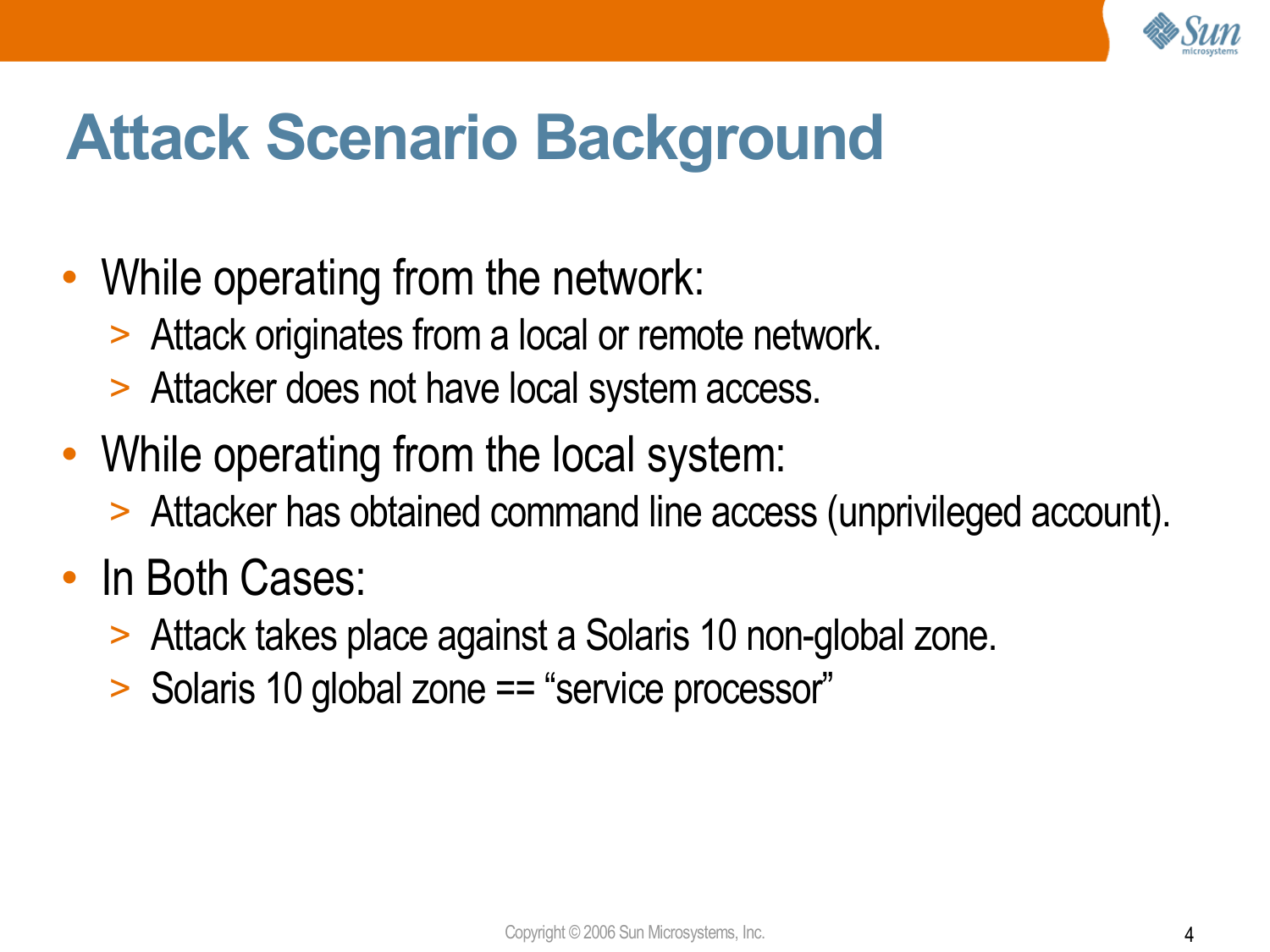# Attack Scenario Background

- While operating from the network:
  - Attack originates from a local or remote network.
  - Attacker does not have local system access.
- While operating from the local system:
  - Attacker has obtained command line access (unprivileged account).
- In Both Cases:
  - Attack takes place against a Solaris 10 non-global zone.
  - Solaris 10 global zone == "service processor"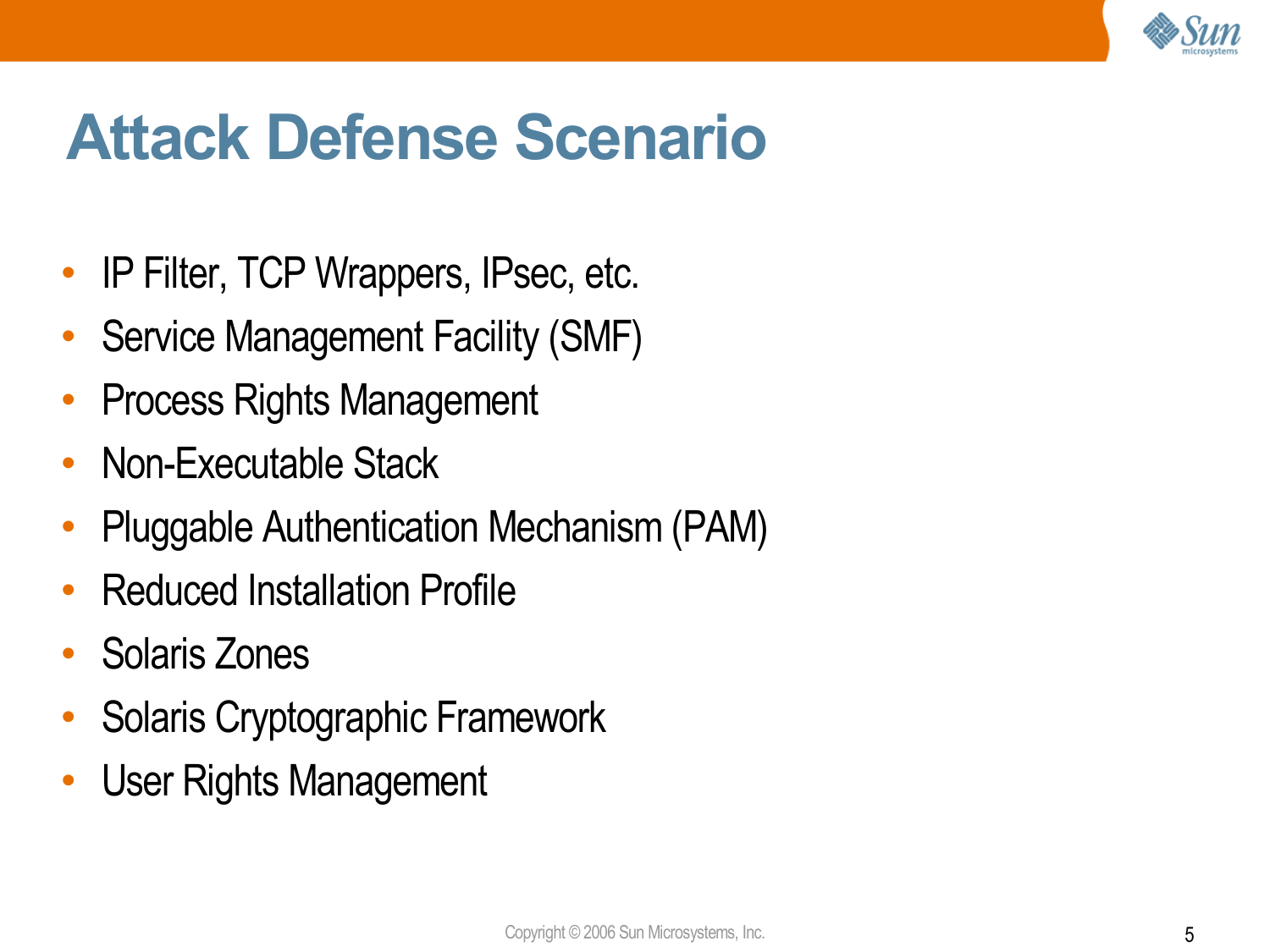# Attack Defense Scenario

- IP Filter, TCP Wrappers, IPsec, etc.
- Service Management Facility (SMF)
- Process Rights Management
- Non-Executable Stack
- Pluggable Authentication Mechanism (PAM)
- Reduced Installation Profile
- Solaris Zones
- Solaris Cryptographic Framework
- User Rights Management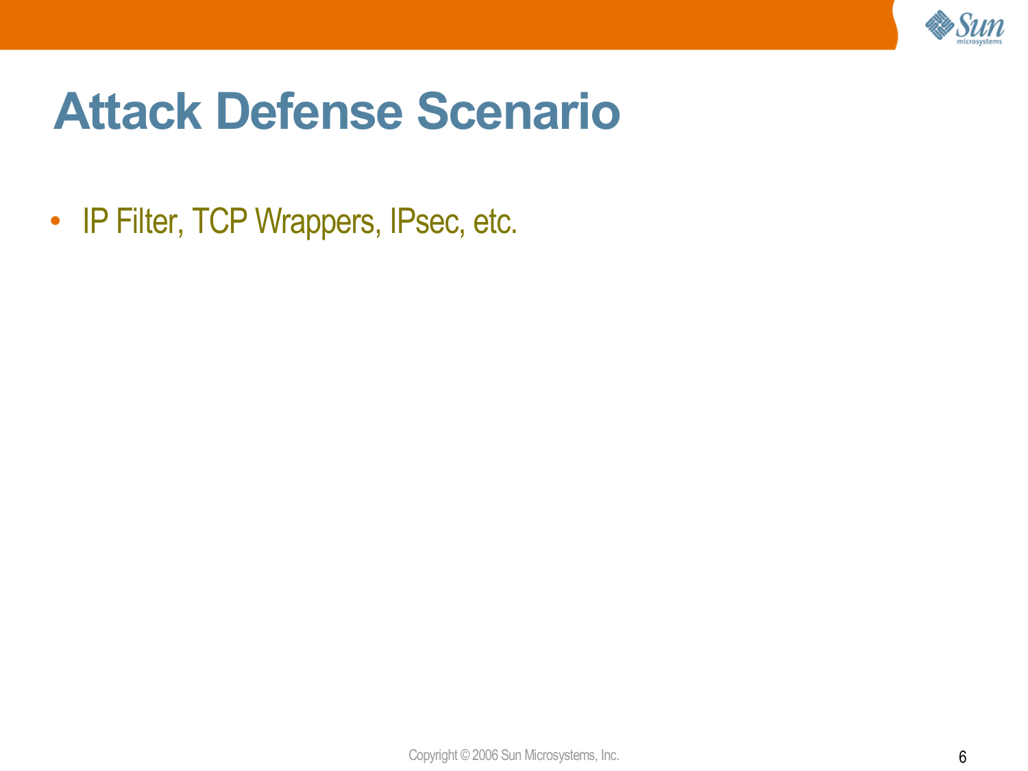# Attack Defense Scenario

- IP Filter, TCP Wrappers, IPsec, etc.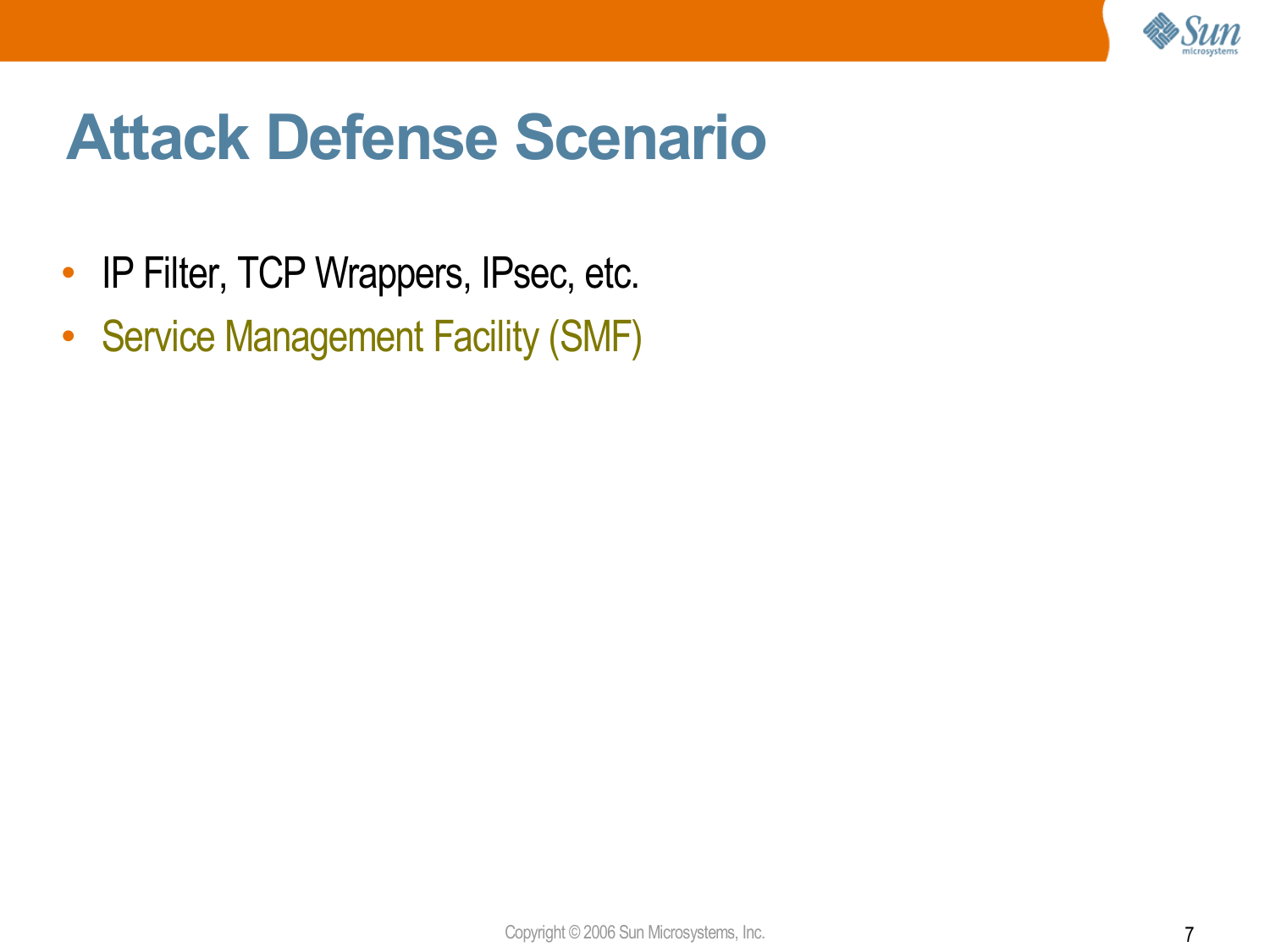# Attack Defense Scenario

- IP Filter, TCP Wrappers, IPsec, etc.
- Service Management Facility (SMF)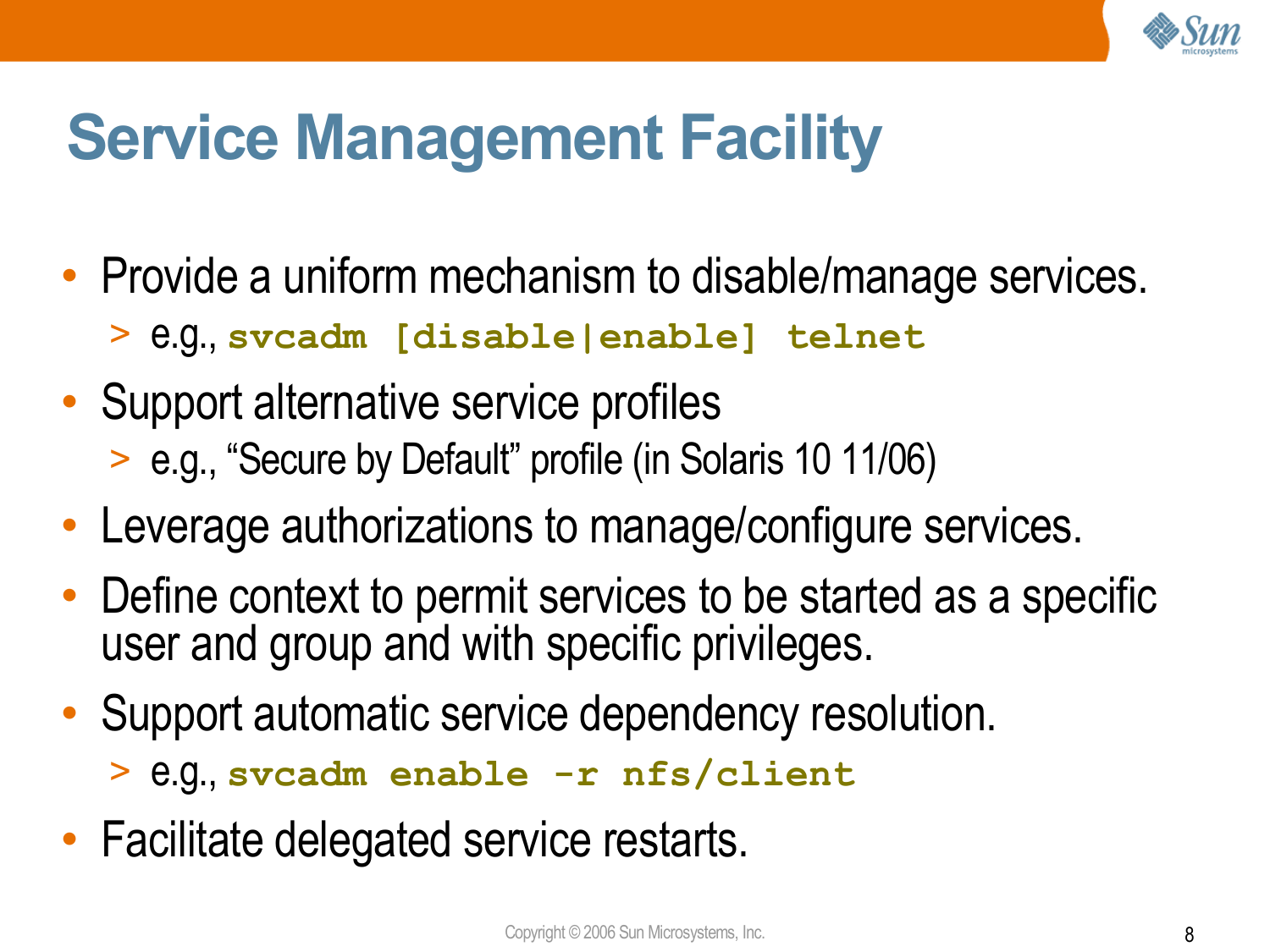# Service Management Facility

- Provide a uniform mechanism to disable/manage services.
  - e.g., `svcadm [disable|enable] telnet`
- Support alternative service profiles
  - e.g., "Secure by Default" profile (in Solaris 10 11/06)
- Leverage authorizations to manage/configure services.
- Define context to permit services to be started as a specific user and group and with specific privileges.
- Support automatic service dependency resolution.
  - e.g., `svcadm enable -r nfs/client`
- Facilitate delegated service restarts.

Copyright © 2006 Sun Microsystems, Inc.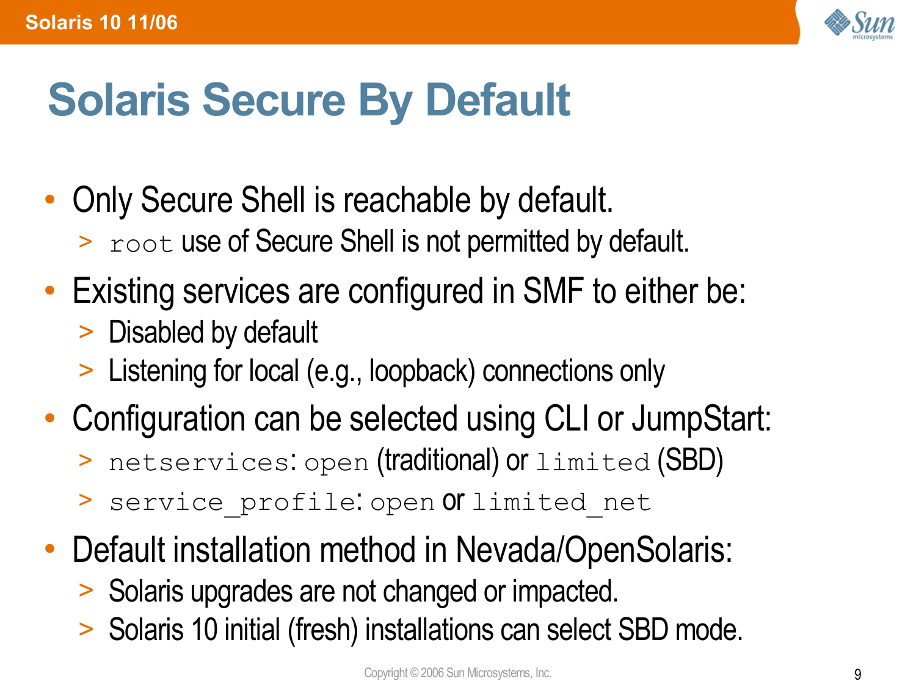# Solaris Secure By Default

- Only Secure Shell is reachable by default.
  - `root` use of Secure Shell is not permitted by default.
- Existing services are configured in SMF to either be:
  - Disabled by default
  - Listening for local (e.g., loopback) connections only
- Configuration can be selected using CLI or JumpStart:
  - `netservices`: `open` (traditional) or `limited` (SBD)
  - `service_profile`: `open` or `limited_net`
- Default installation method in Nevada/OpenSolaris:
  - Solaris upgrades are not changed or impacted.
  - Solaris 10 initial (fresh) installations can select SBD mode.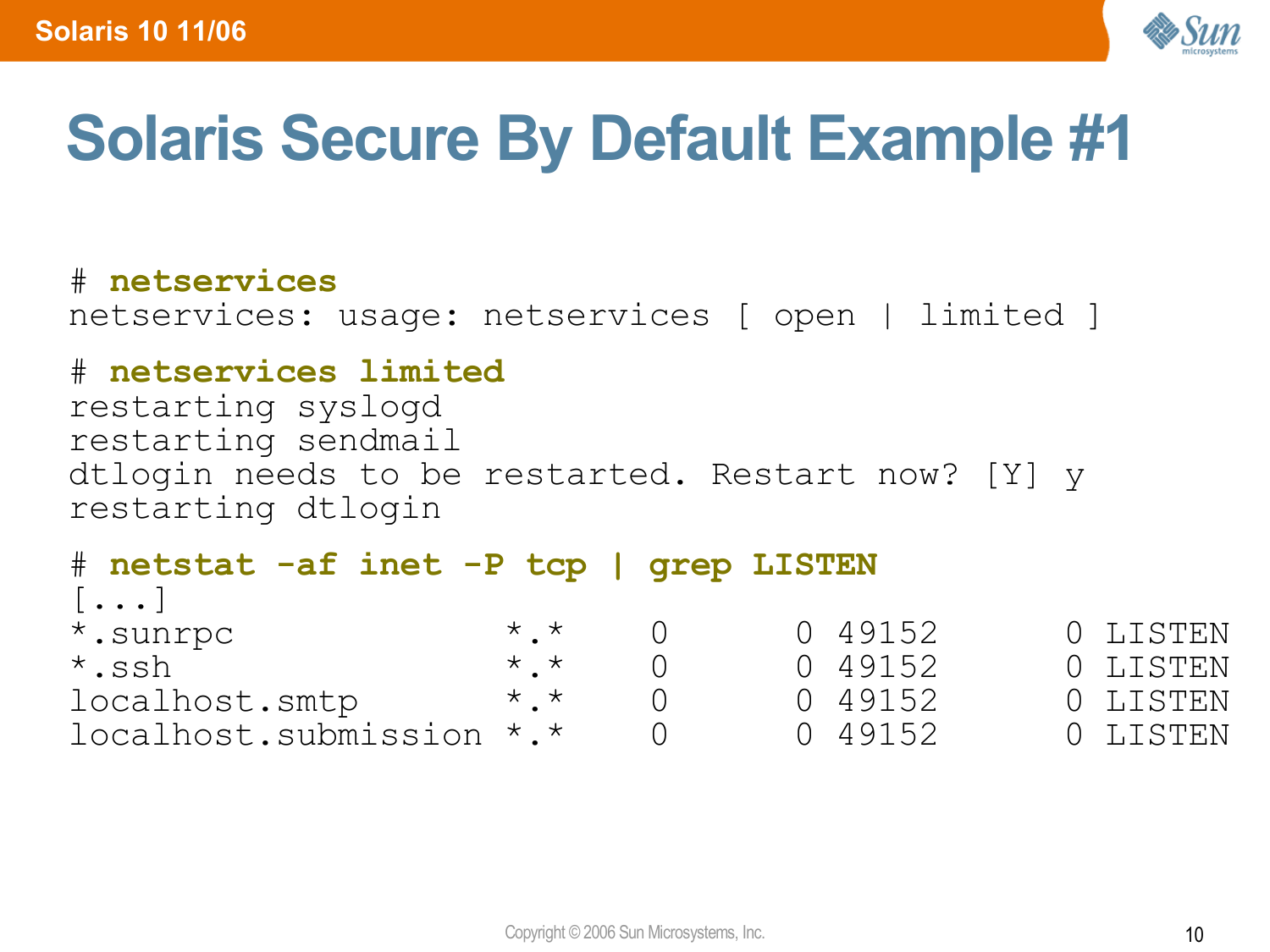# Solaris Secure By Default Example #1

```
# netservices
netservices: usage: netservices [ open | limited ]

# netservices limited
restarting syslogd
restarting sendmail
dtlogin needs to be restarted. Restart now? [Y] y
restarting dtlogin

# netstat -af inet -P tcp | grep LISTEN
[...]
*.sunrpc              *.*     0       0 49152       0 LISTEN
*.ssh                 *.*     0       0 49152       0 LISTEN
localhost.smtp        *.*     0       0 49152       0 LISTEN
localhost.submission  *.*     0       0 49152       0 LISTEN
```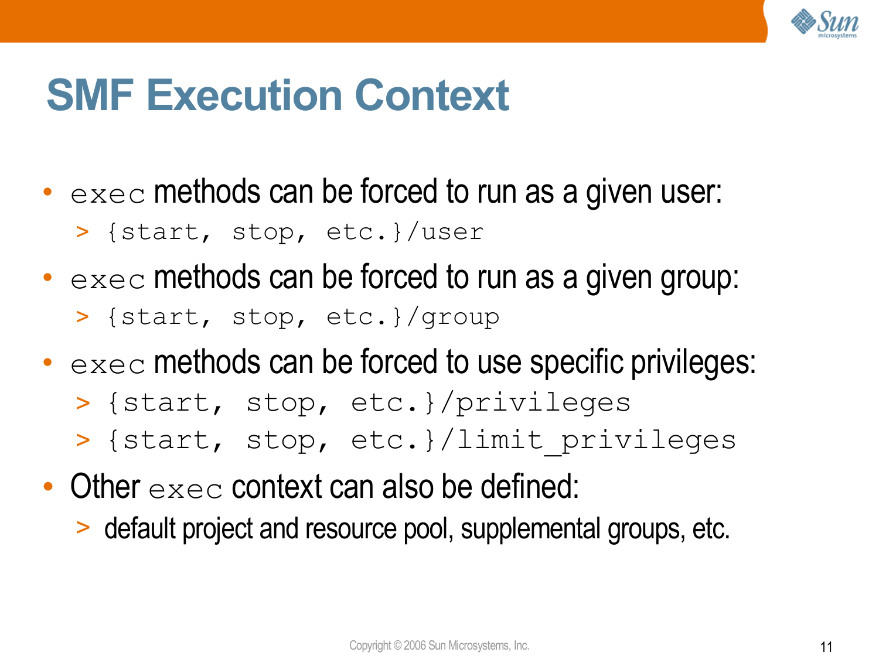# SMF Execution Context

- `exec` methods can be forced to run as a given user:
  - `{start, stop, etc.}/user`
- `exec` methods can be forced to run as a given group:
  - `{start, stop, etc.}/group`
- `exec` methods can be forced to use specific privileges:
  - `{start, stop, etc.}/privileges`
  - `{start, stop, etc.}/limit_privileges`
- Other `exec` context can also be defined:
  - default project and resource pool, supplemental groups, etc.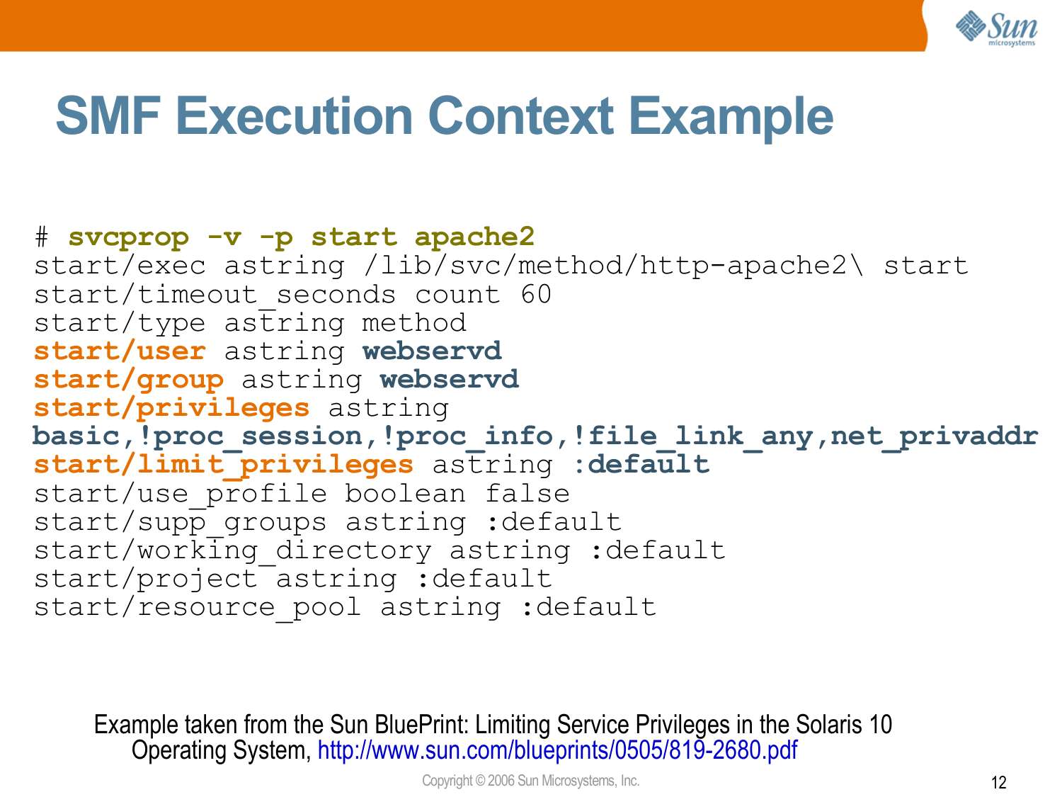# SMF Execution Context Example

```
# svcprop -v -p start apache2
start/exec astring /lib/svc/method/http-apache2\ start
start/timeout_seconds count 60
start/type astring method
start/user astring webservd
start/group astring webservd
start/privileges astring
basic,!proc_session,!proc_info,!file_link_any,net_privaddr
start/limit_privileges astring :default
start/use_profile boolean false
start/supp_groups astring :default
start/working_directory astring :default
start/project astring :default
start/resource_pool astring :default
```

Example taken from the Sun BluePrint: Limiting Service Privileges in the Solaris 10 Operating System, http://www.sun.com/blueprints/0505/819-2680.pdf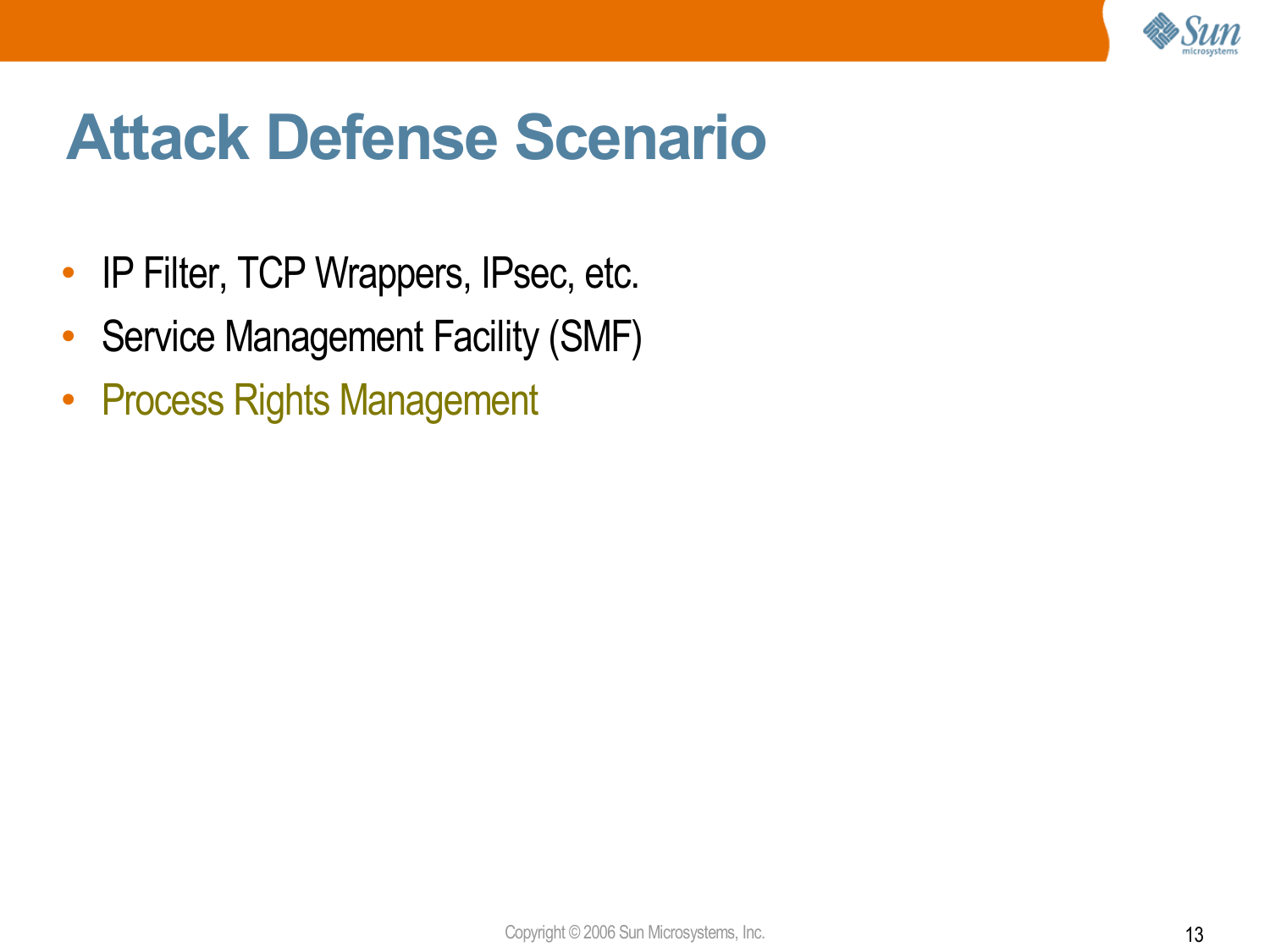# Attack Defense Scenario

- IP Filter, TCP Wrappers, IPsec, etc.
- Service Management Facility (SMF)
- Process Rights Management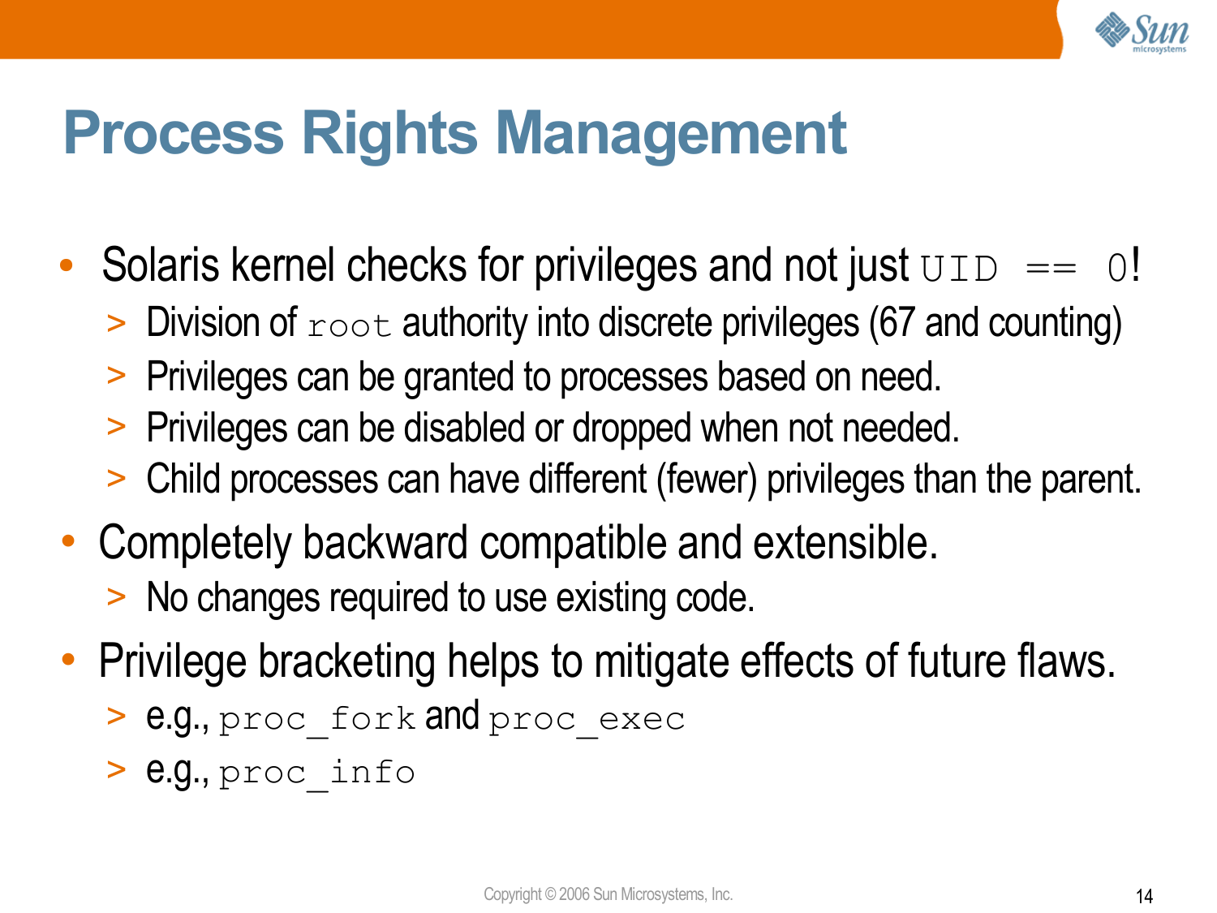# Process Rights Management

- Solaris kernel checks for privileges and not just `UID == 0`!
  - Division of `root` authority into discrete privileges (67 and counting)
  - Privileges can be granted to processes based on need.
  - Privileges can be disabled or dropped when not needed.
  - Child processes can have different (fewer) privileges than the parent.
- Completely backward compatible and extensible.
  - No changes required to use existing code.
- Privilege bracketing helps to mitigate effects of future flaws.
  - e.g., `proc_fork` and `proc_exec`
  - e.g., `proc_info`

Copyright © 2006 Sun Microsystems, Inc.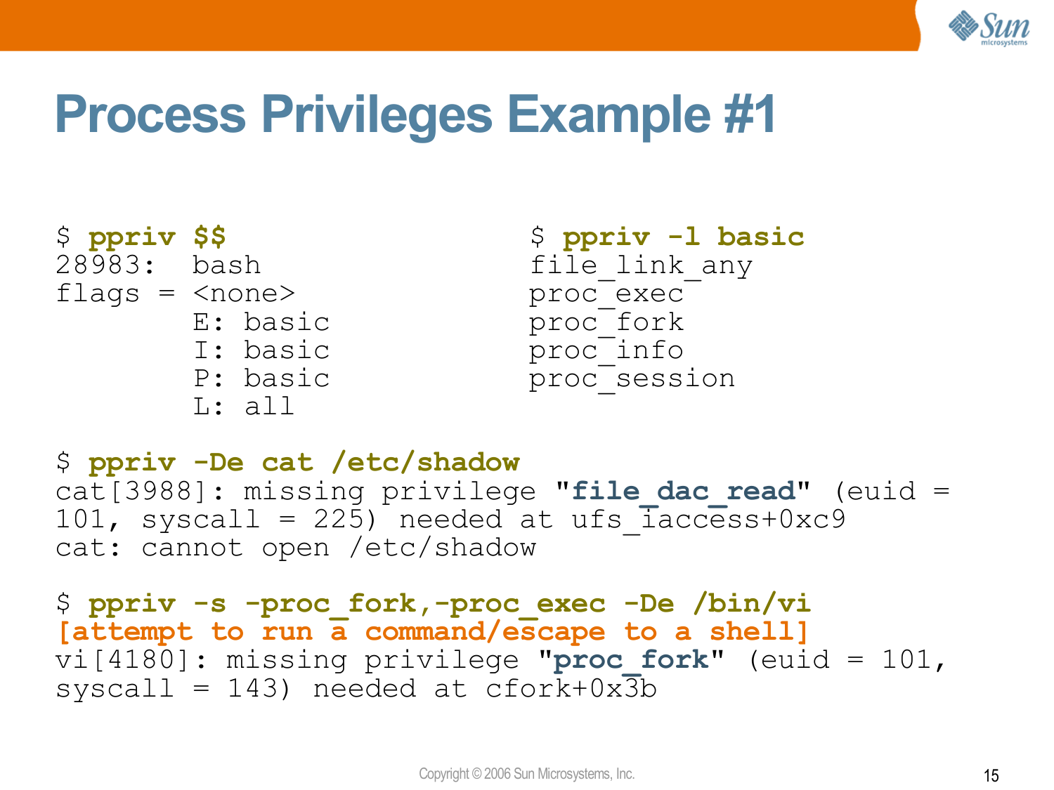# Process Privileges Example #1

```
$ ppriv $$
28983:  bash
flags = <none>
        E: basic
        I: basic
        P: basic
        L: all
```

```
$ ppriv -l basic
file_link_any
proc_exec
proc_fork
proc_info
proc_session
```

```
$ ppriv -De cat /etc/shadow
cat[3988]: missing privilege "file_dac_read" (euid =
101, syscall = 225) needed at ufs_iaccess+0xc9
cat: cannot open /etc/shadow
```

```
$ ppriv -s -proc_fork,-proc_exec -De /bin/vi
[attempt to run a command/escape to a shell]
vi[4180]: missing privilege "proc_fork" (euid = 101,
syscall = 143) needed at cfork+0x3b
```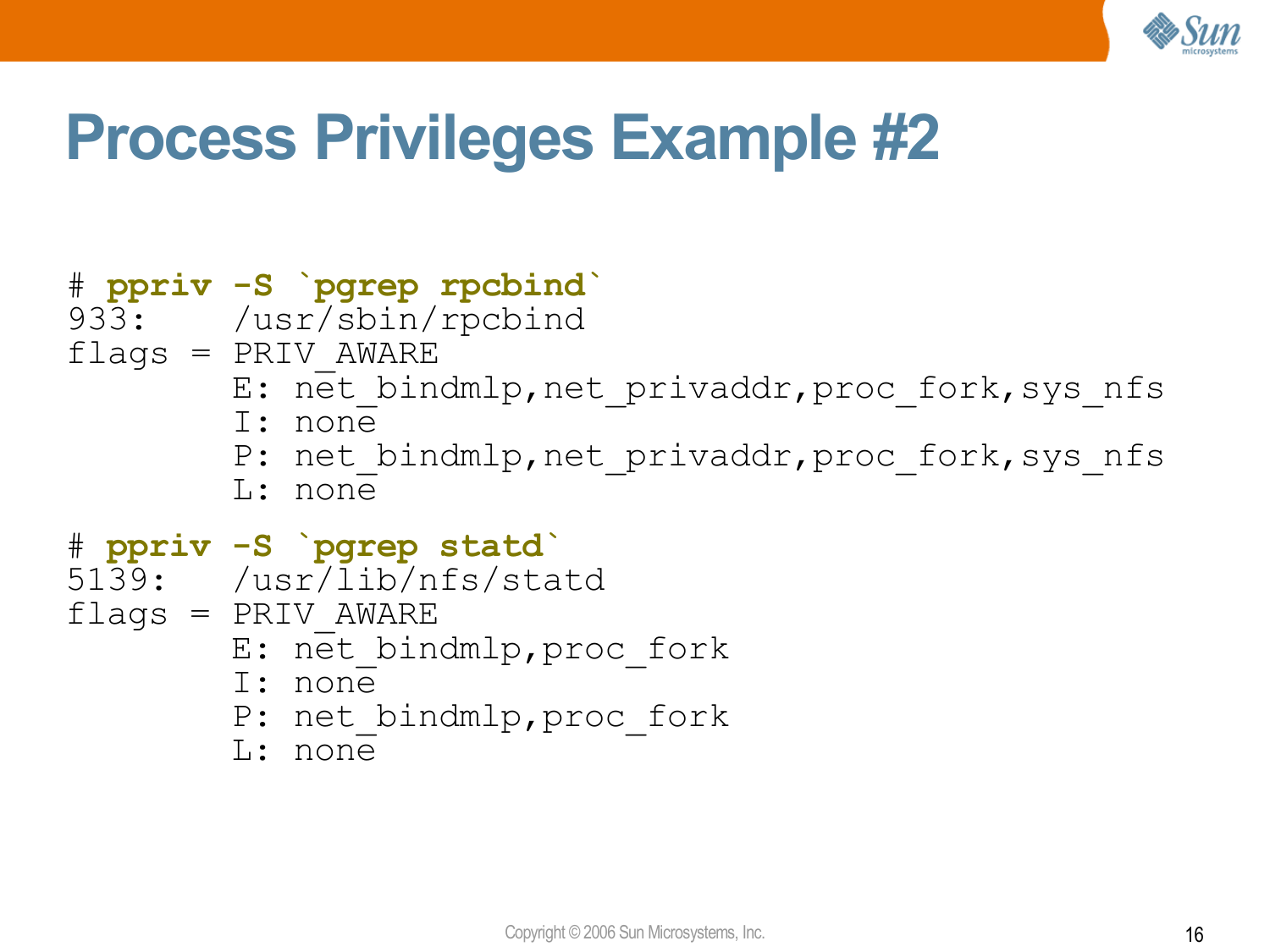# Process Privileges Example #2

```
# ppriv -S `pgrep rpcbind`
933:    /usr/sbin/rpcbind
flags = PRIV_AWARE
        E: net_bindmlp,net_privaddr,proc_fork,sys_nfs
        I: none
        P: net_bindmlp,net_privaddr,proc_fork,sys_nfs
        L: none

# ppriv -S `pgrep statd`
5139:   /usr/lib/nfs/statd
flags = PRIV_AWARE
        E: net_bindmlp,proc_fork
        I: none
        P: net_bindmlp,proc_fork
        L: none
```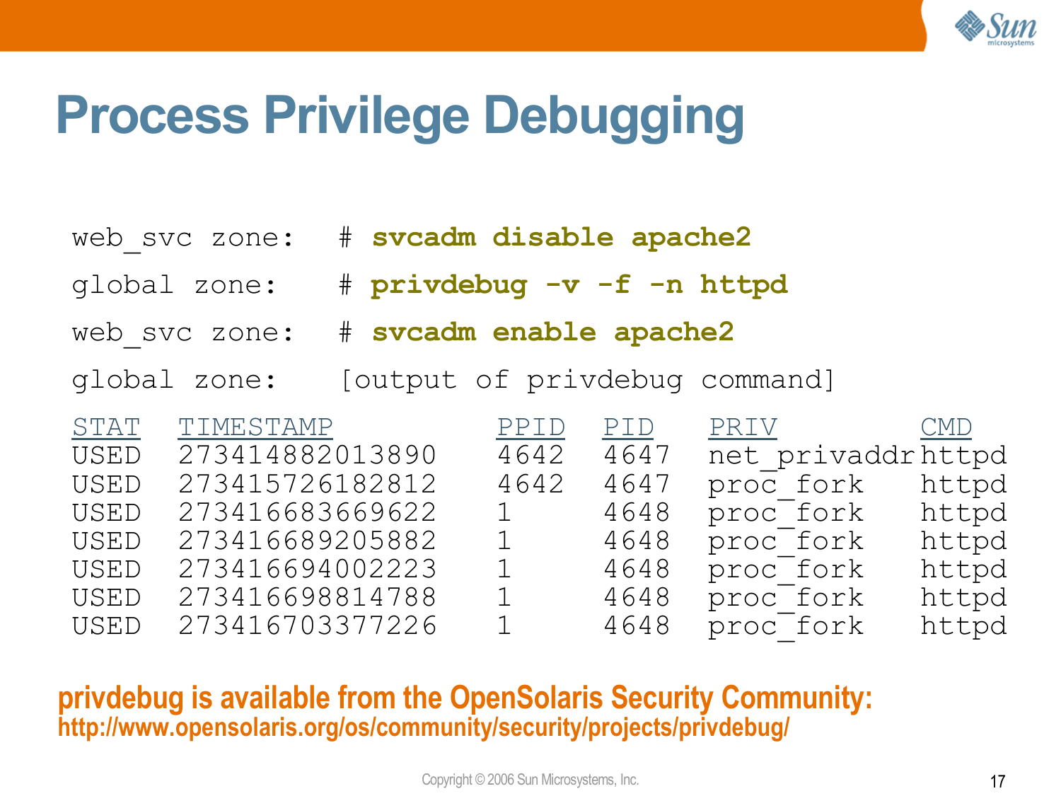# Process Privilege Debugging

```
web_svc zone:   # svcadm disable apache2
global zone:    # privdebug -v -f -n httpd
web_svc zone:   # svcadm enable apache2
global zone:    [output of privdebug command]
```

| STAT | TIMESTAMP | PPID | PID | PRIV | CMD |
|---|---|---|---|---|---|
| USED | 273414882013890 | 4642 | 4647 | net_privaddr | httpd |
| USED | 273415726182812 | 4642 | 4647 | proc_fork | httpd |
| USED | 273416683669622 | 1 | 4648 | proc_fork | httpd |
| USED | 273416689205882 | 1 | 4648 | proc_fork | httpd |
| USED | 273416694002223 | 1 | 4648 | proc_fork | httpd |
| USED | 273416698814788 | 1 | 4648 | proc_fork | httpd |
| USED | 273416703377226 | 1 | 4648 | proc_fork | httpd |

**privdebug is available from the OpenSolaris Security Community:**
**http://www.opensolaris.org/os/community/security/projects/privdebug/**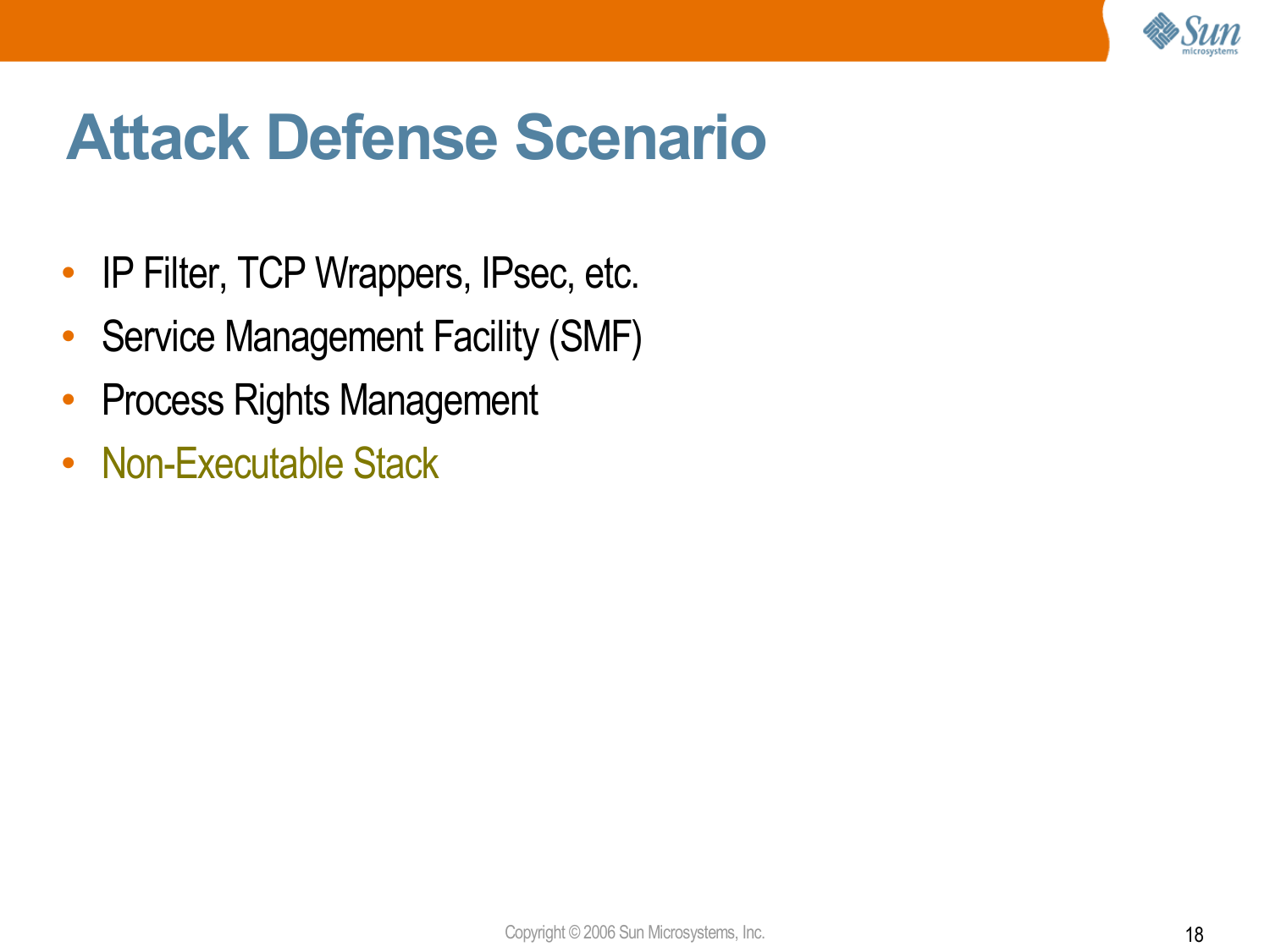# Attack Defense Scenario

- IP Filter, TCP Wrappers, IPsec, etc.
- Service Management Facility (SMF)
- Process Rights Management
- Non-Executable Stack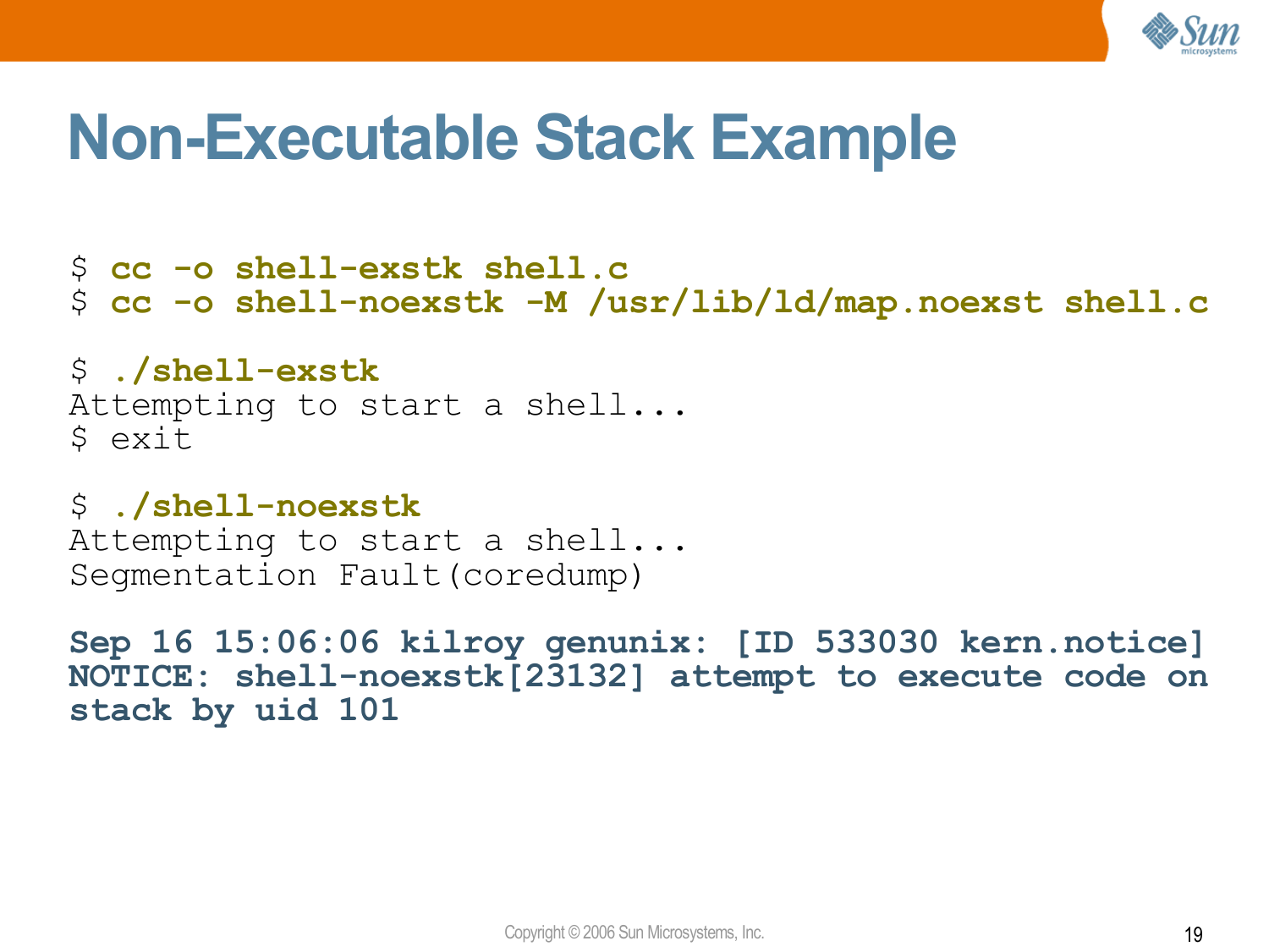# Non-Executable Stack Example

```
$ cc -o shell-exstk shell.c
$ cc -o shell-noexstk -M /usr/lib/ld/map.noexst shell.c

$ ./shell-exstk
Attempting to start a shell...
$ exit

$ ./shell-noexstk
Attempting to start a shell...
Segmentation Fault(coredump)

Sep 16 15:06:06 kilroy genunix: [ID 533030 kern.notice]
NOTICE: shell-noexstk[23132] attempt to execute code on
stack by uid 101
```

Copyright © 2006 Sun Microsystems, Inc.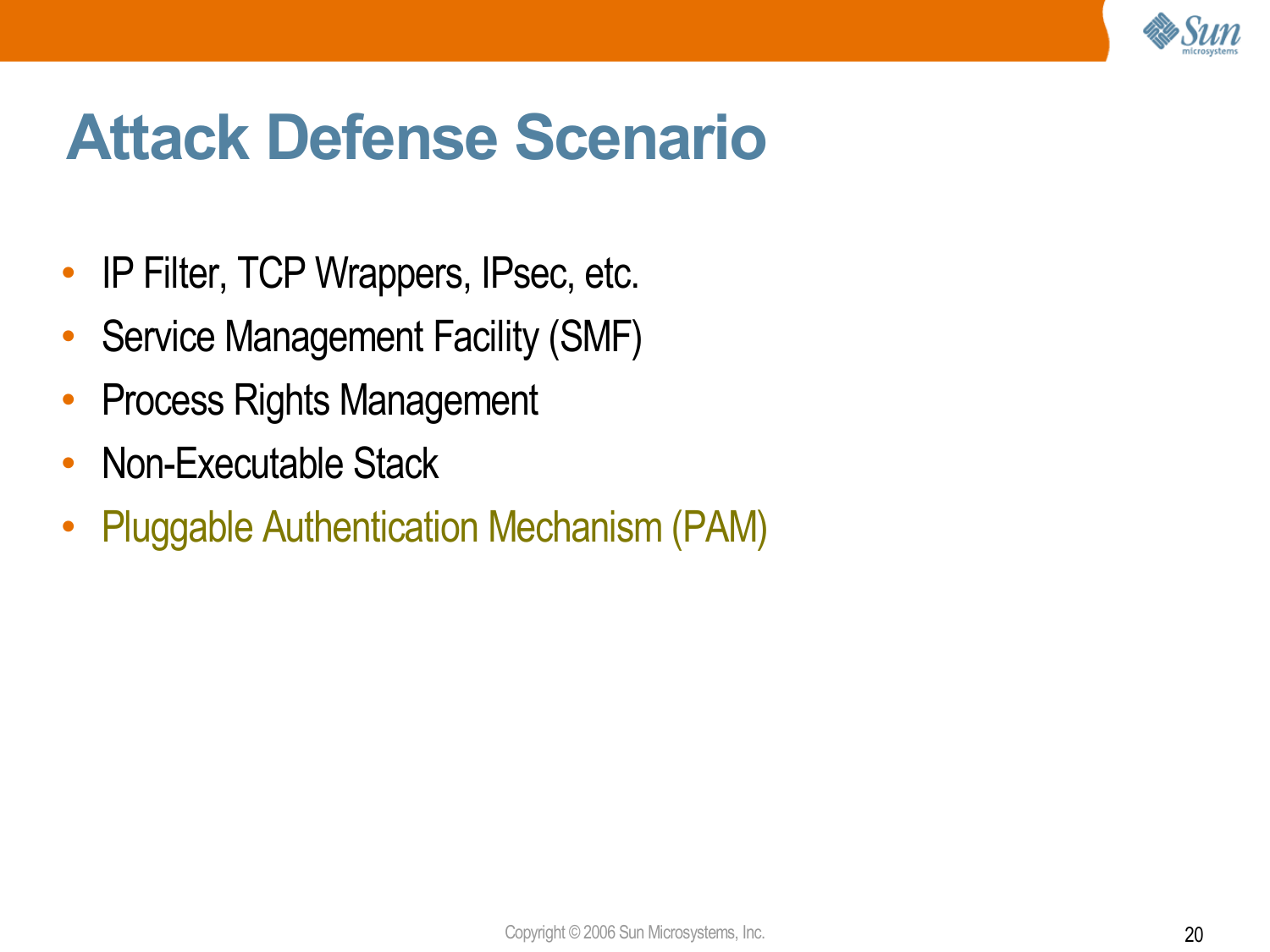# Attack Defense Scenario

- IP Filter, TCP Wrappers, IPsec, etc.
- Service Management Facility (SMF)
- Process Rights Management
- Non-Executable Stack
- Pluggable Authentication Mechanism (PAM)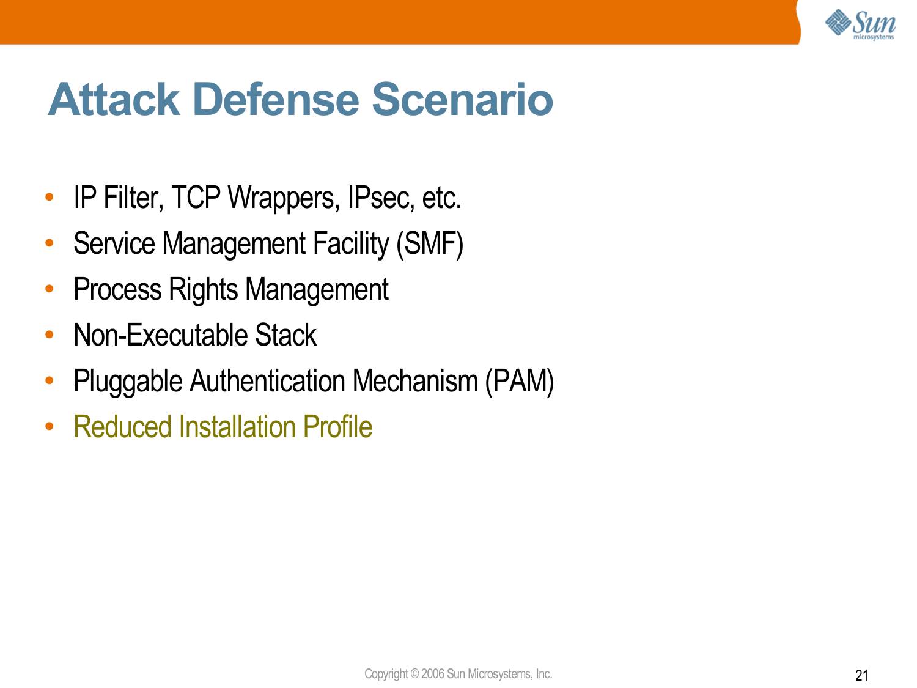# Attack Defense Scenario

- IP Filter, TCP Wrappers, IPsec, etc.
- Service Management Facility (SMF)
- Process Rights Management
- Non-Executable Stack
- Pluggable Authentication Mechanism (PAM)
- Reduced Installation Profile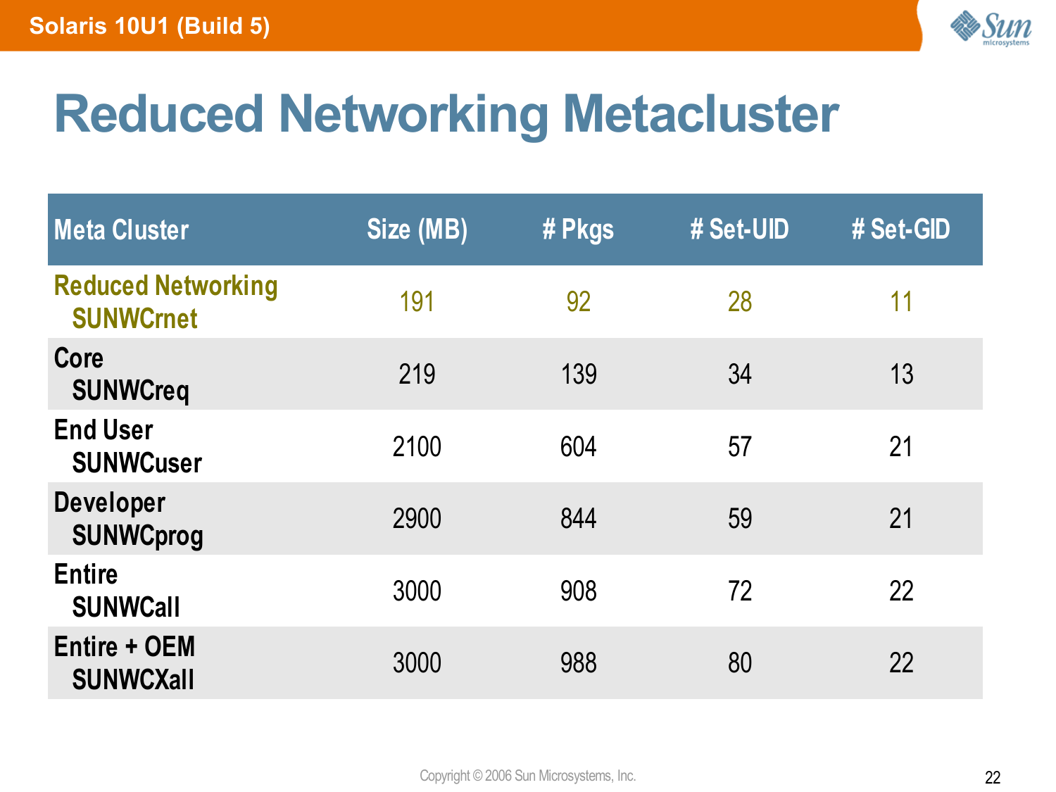# Reduced Networking Metacluster

| Meta Cluster | Size (MB) | # Pkgs | # Set-UID | # Set-GID |
|---|---|---|---|---|
| Reduced Networking SUNWCrnet | 191 | 92 | 28 | 11 |
| Core SUNWCreq | 219 | 139 | 34 | 13 |
| End User SUNWCuser | 2100 | 604 | 57 | 21 |
| Developer SUNWCprog | 2900 | 844 | 59 | 21 |
| Entire SUNWCall | 3000 | 908 | 72 | 22 |
| Entire + OEM SUNWCXall | 3000 | 988 | 80 | 22 |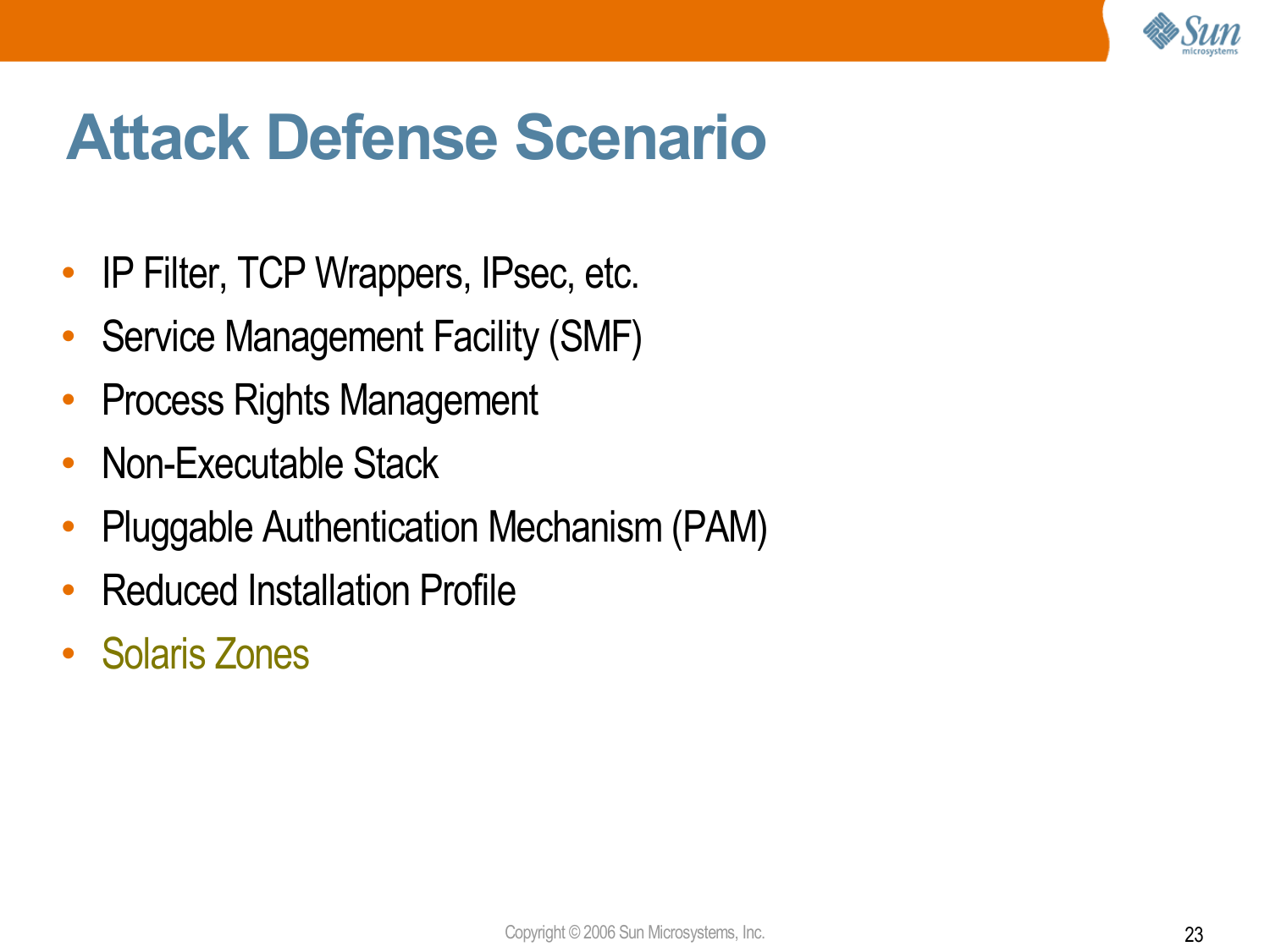# Attack Defense Scenario

- IP Filter, TCP Wrappers, IPsec, etc.
- Service Management Facility (SMF)
- Process Rights Management
- Non-Executable Stack
- Pluggable Authentication Mechanism (PAM)
- Reduced Installation Profile
- Solaris Zones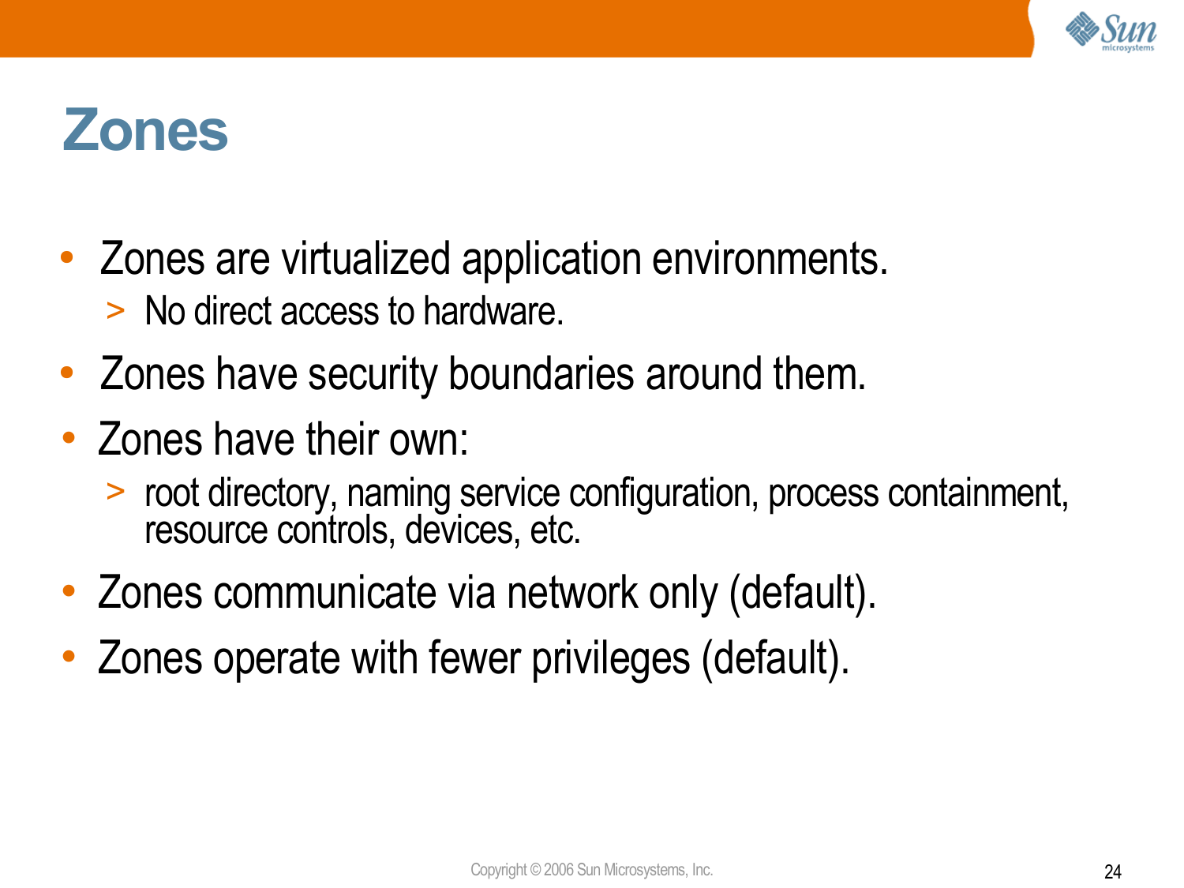# Zones

- Zones are virtualized application environments.
  - No direct access to hardware.
- Zones have security boundaries around them.
- Zones have their own:
  - root directory, naming service configuration, process containment, resource controls, devices, etc.
- Zones communicate via network only (default).
- Zones operate with fewer privileges (default).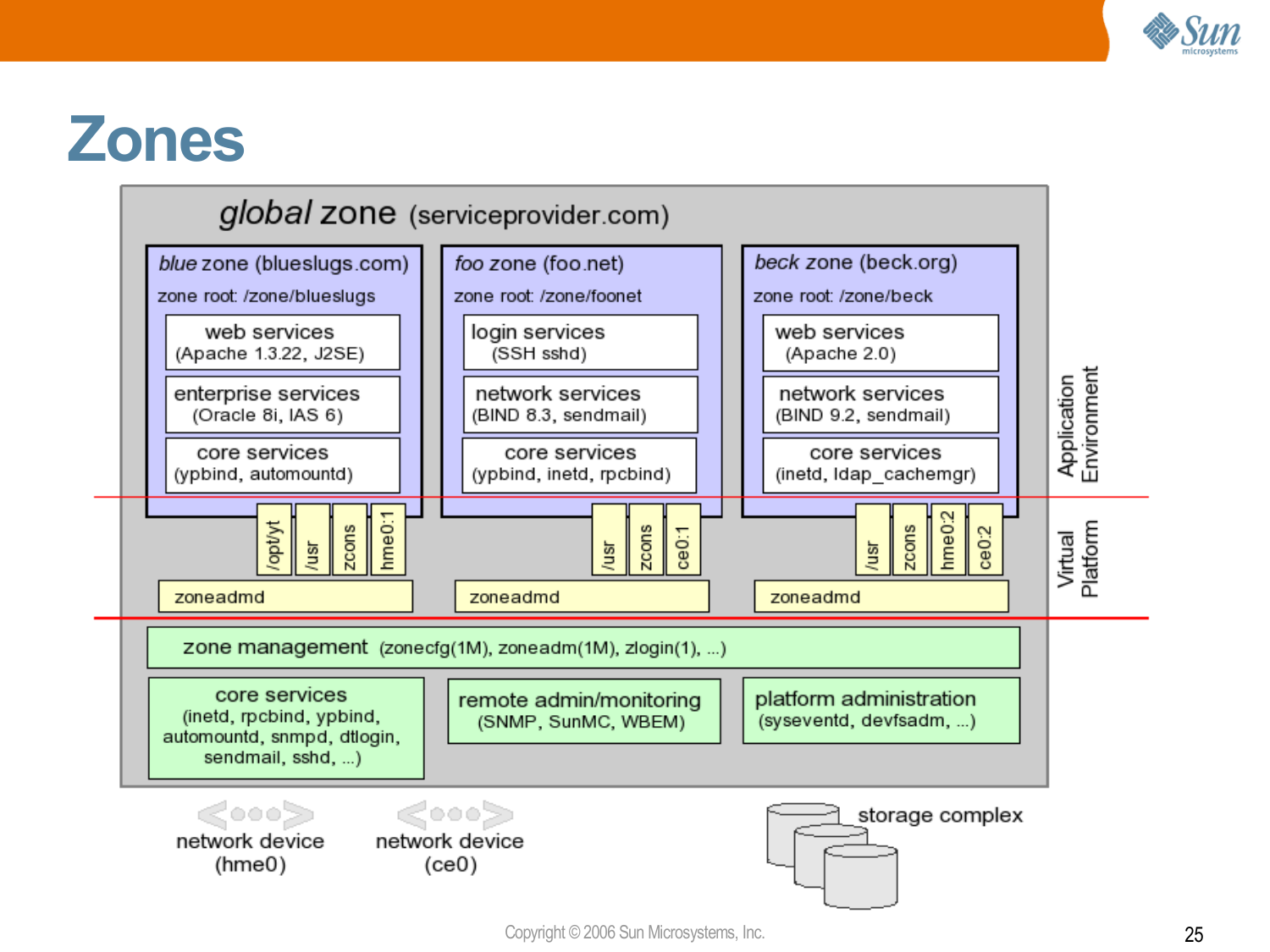# Zones

**global** zone (serviceprovider.com)

*blue* zone (blueslugs.com)
zone root: /zone/blueslugs
- web services (Apache 1.3.22, J2SE)
- enterprise services (Oracle 8i, IAS 6)
- core services (ypbind, automountd)
- /opt/yt, /usr, zcons, hme0:1
- zoneadmd

*foo* zone (foo.net)
zone root: /zone/foonet
- login services (SSH sshd)
- network services (BIND 8.3, sendmail)
- core services (ypbind, inetd, rpcbind)
- /usr, zcons, ce0:1
- zoneadmd

*beck* zone (beck.org)
zone root: /zone/beck
- web services (Apache 2.0)
- network services (BIND 9.2, sendmail)
- core services (inetd, ldap_cachemgr)
- /usr, zcons, hme0:2, ce0:2
- zoneadmd

Application Environment

Virtual Platform

zone management (zonecfg(1M), zoneadm(1M), zlogin(1), ...)

core services (inetd, rpcbind, ypbind, automountd, snmpd, dtlogin, sendmail, sshd, ...)

remote admin/monitoring (SNMP, SunMC, WBEM)

platform administration (syseventd, devfsadm, ...)

network device (hme0)

network device (ce0)

storage complex

Copyright © 2006 Sun Microsystems, Inc.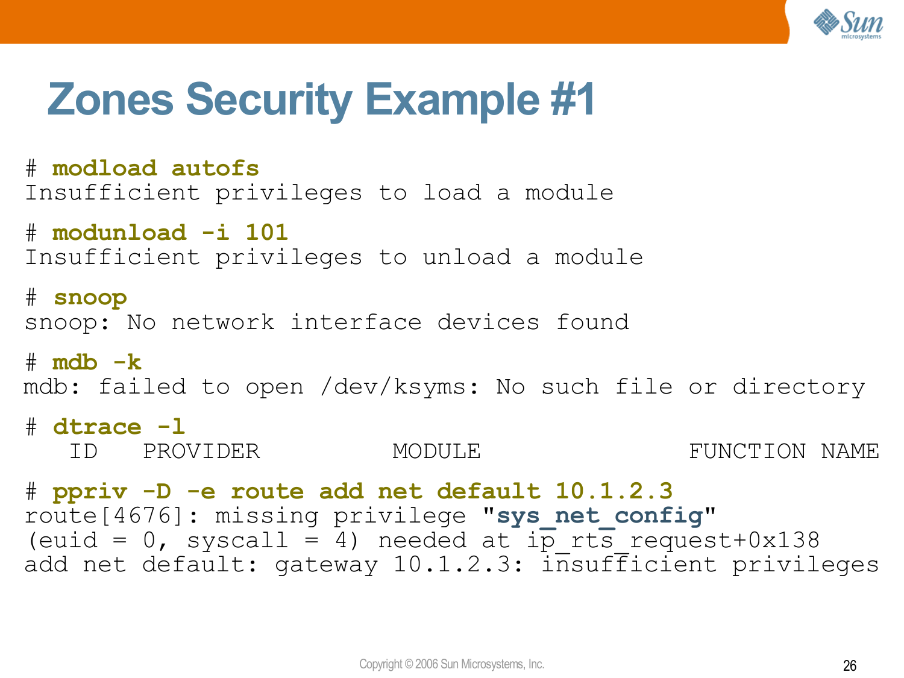# Zones Security Example #1

```
# modload autofs
Insufficient privileges to load a module

# modunload -i 101
Insufficient privileges to unload a module

# snoop
snoop: No network interface devices found

# mdb -k
mdb: failed to open /dev/ksyms: No such file or directory

# dtrace -l
   ID   PROVIDER            MODULE                          FUNCTION NAME

# ppriv -D -e route add net default 10.1.2.3
route[4676]: missing privilege "sys_net_config"
(euid = 0, syscall = 4) needed at ip_rts_request+0x138
add net default: gateway 10.1.2.3: insufficient privileges
```

Copyright © 2006 Sun Microsystems, Inc.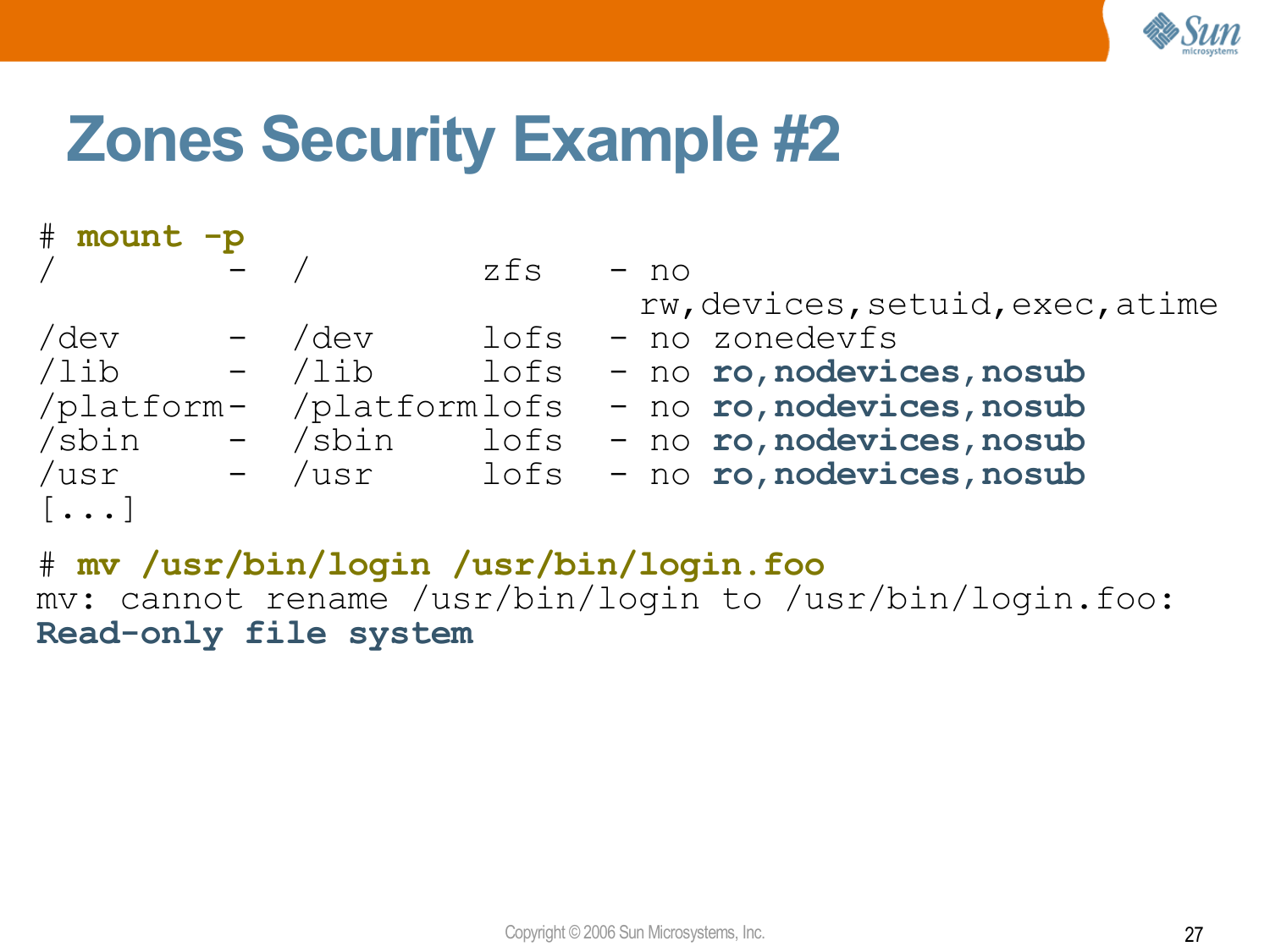# Zones Security Example #2

```
# mount -p
/          -  /          zfs    - no
                                  rw,devices,setuid,exec,atime
/dev       -  /dev       lofs   - no zonedevfs
/lib       -  /lib       lofs   - no ro,nodevices,nosub
/platform  -  /platform  lofs   - no ro,nodevices,nosub
/sbin      -  /sbin      lofs   - no ro,nodevices,nosub
/usr       -  /usr       lofs   - no ro,nodevices,nosub
[...]

# mv /usr/bin/login /usr/bin/login.foo
mv: cannot rename /usr/bin/login to /usr/bin/login.foo:
Read-only file system
```

Copyright © 2006 Sun Microsystems, Inc.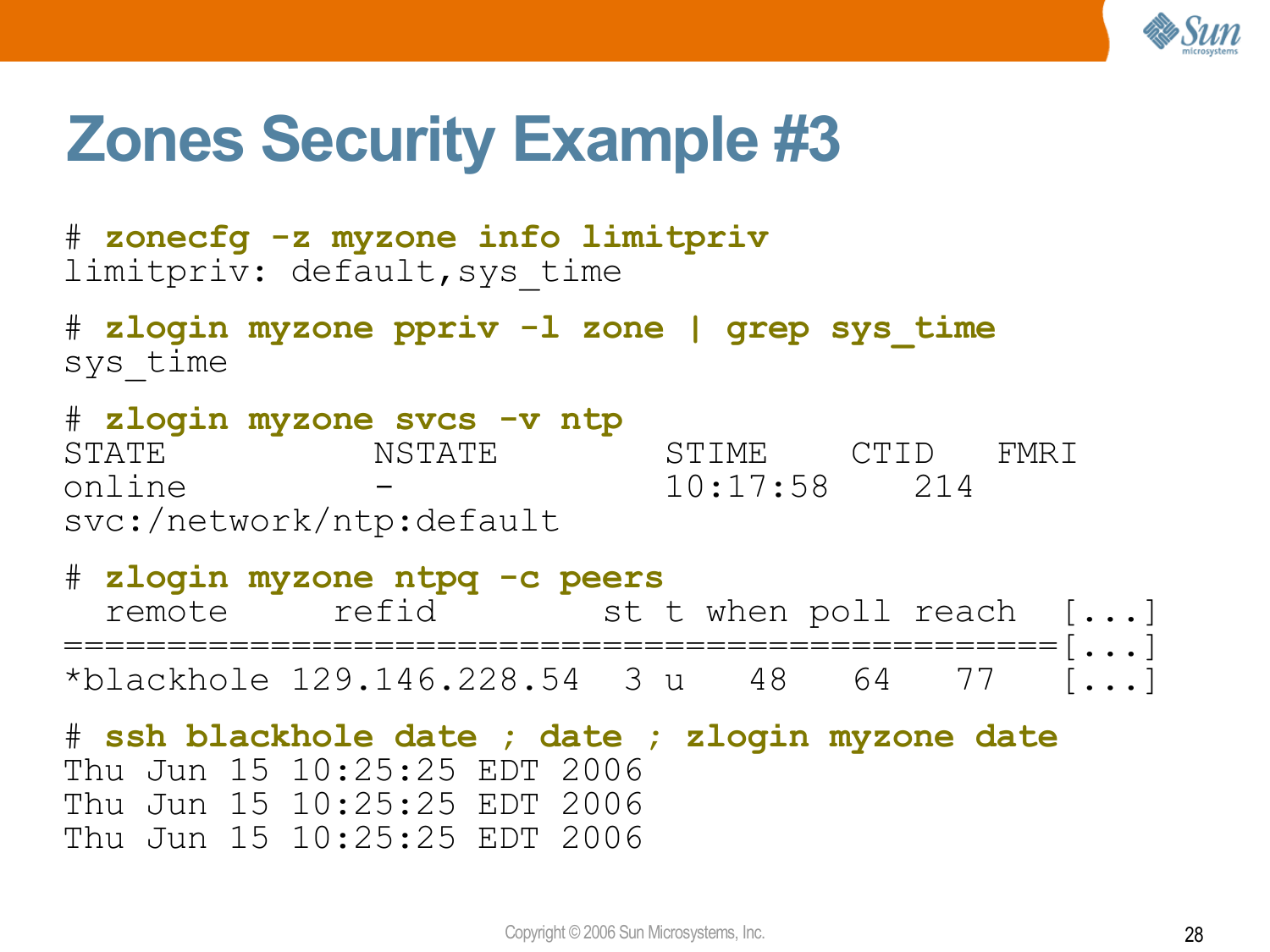# Zones Security Example #3

```
# zonecfg -z myzone info limitpriv
limitpriv: default,sys_time

# zlogin myzone ppriv -l zone | grep sys_time
sys_time

# zlogin myzone svcs -v ntp
STATE          NSTATE        STIME    CTID   FMRI
online         -             10:17:58    214
svc:/network/ntp:default

# zlogin myzone ntpq -c peers
  remote     refid        st t when poll reach  [...]
================================================[...]
*blackhole 129.146.228.54  3 u   48   64   77   [...]

# ssh blackhole date ; date ; zlogin myzone date
Thu Jun 15 10:25:25 EDT 2006
Thu Jun 15 10:25:25 EDT 2006
Thu Jun 15 10:25:25 EDT 2006
```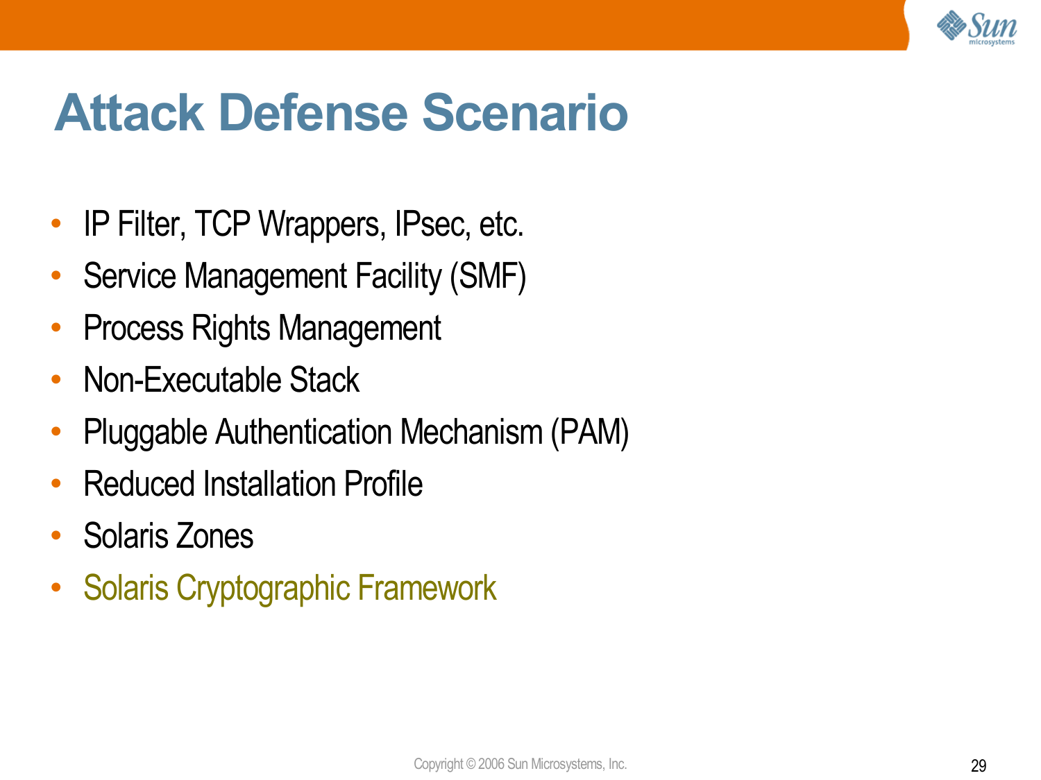# Attack Defense Scenario

- IP Filter, TCP Wrappers, IPsec, etc.
- Service Management Facility (SMF)
- Process Rights Management
- Non-Executable Stack
- Pluggable Authentication Mechanism (PAM)
- Reduced Installation Profile
- Solaris Zones
- Solaris Cryptographic Framework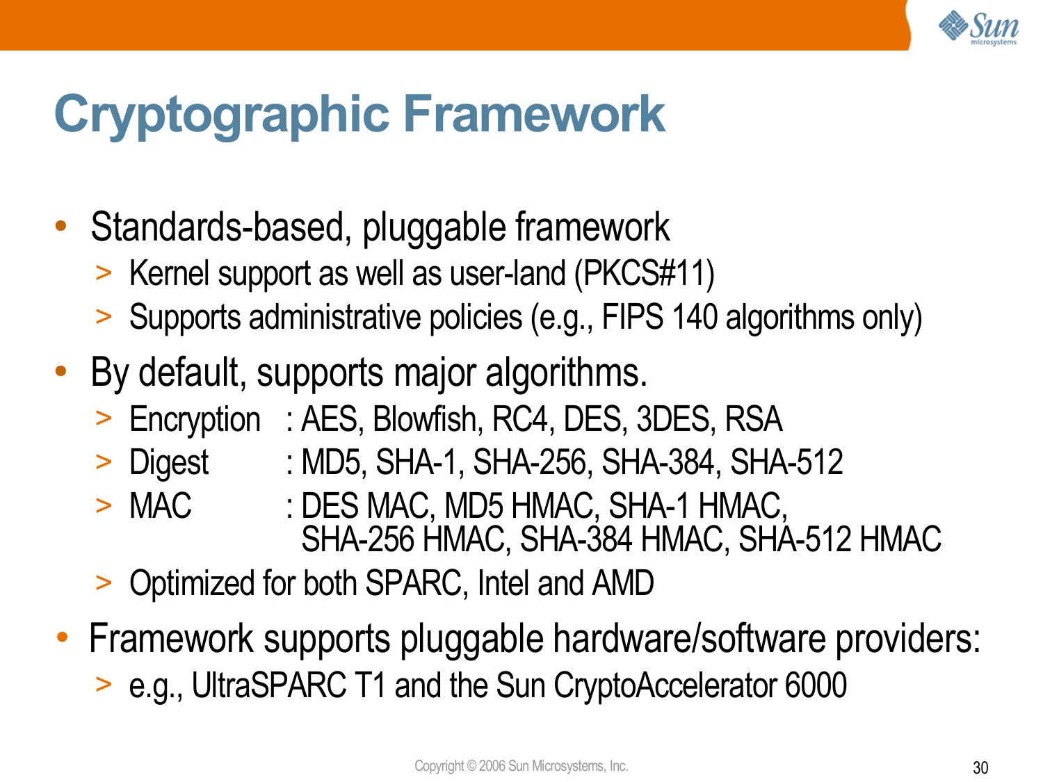# Cryptographic Framework

- Standards-based, pluggable framework
  - Kernel support as well as user-land (PKCS#11)
  - Supports administrative policies (e.g., FIPS 140 algorithms only)
- By default, supports major algorithms.
  - Encryption : AES, Blowfish, RC4, DES, 3DES, RSA
  - Digest : MD5, SHA-1, SHA-256, SHA-384, SHA-512
  - MAC : DES MAC, MD5 HMAC, SHA-1 HMAC, SHA-256 HMAC, SHA-384 HMAC, SHA-512 HMAC
  - Optimized for both SPARC, Intel and AMD
- Framework supports pluggable hardware/software providers:
  - e.g., UltraSPARC T1 and the Sun CryptoAccelerator 6000

Copyright © 2006 Sun Microsystems, Inc.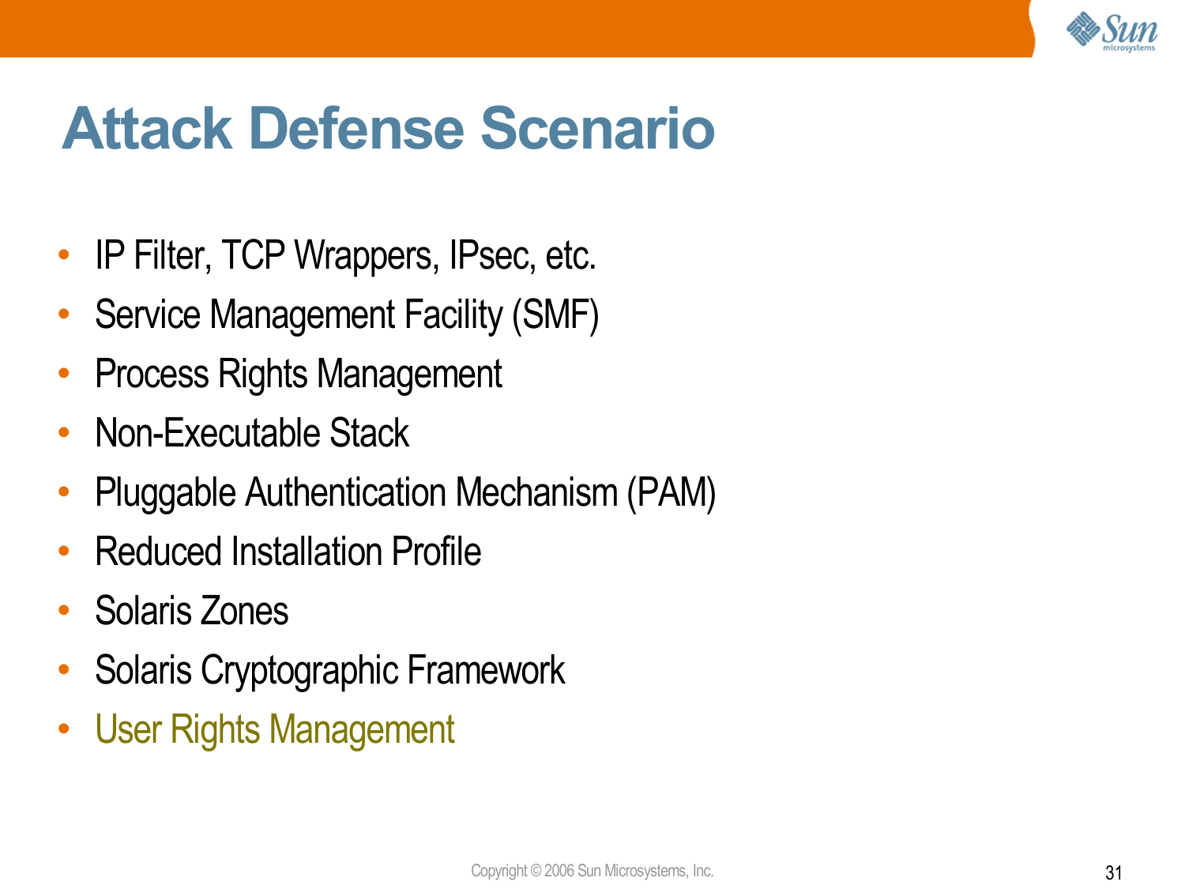# Attack Defense Scenario

- IP Filter, TCP Wrappers, IPsec, etc.
- Service Management Facility (SMF)
- Process Rights Management
- Non-Executable Stack
- Pluggable Authentication Mechanism (PAM)
- Reduced Installation Profile
- Solaris Zones
- Solaris Cryptographic Framework
- User Rights Management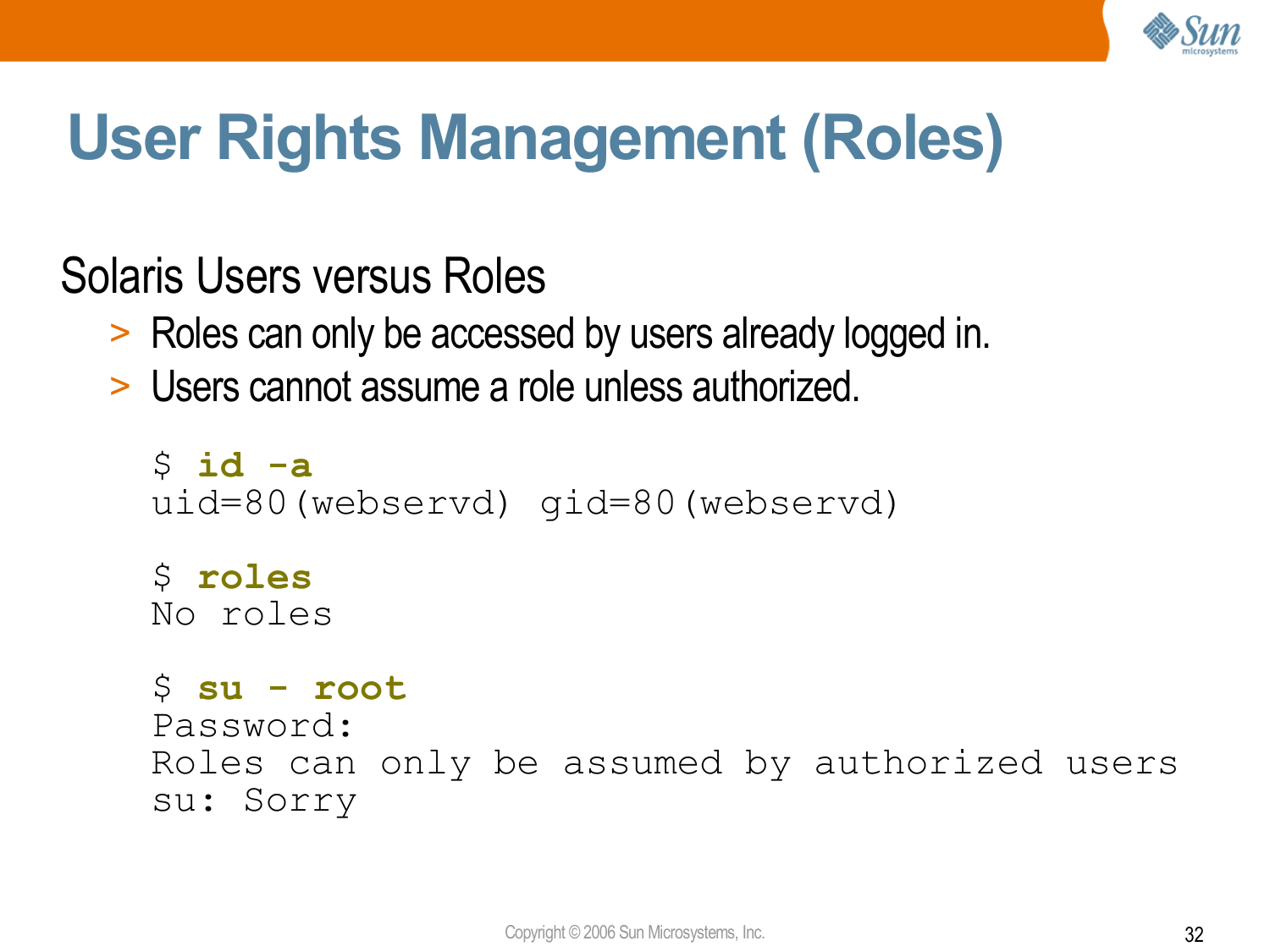# User Rights Management (Roles)

Solaris Users versus Roles

- Roles can only be accessed by users already logged in.
- Users cannot assume a role unless authorized.

```
$ id -a
uid=80(webservd) gid=80(webservd)

$ roles
No roles

$ su - root
Password:
Roles can only be assumed by authorized users
su: Sorry
```

Copyright © 2006 Sun Microsystems, Inc.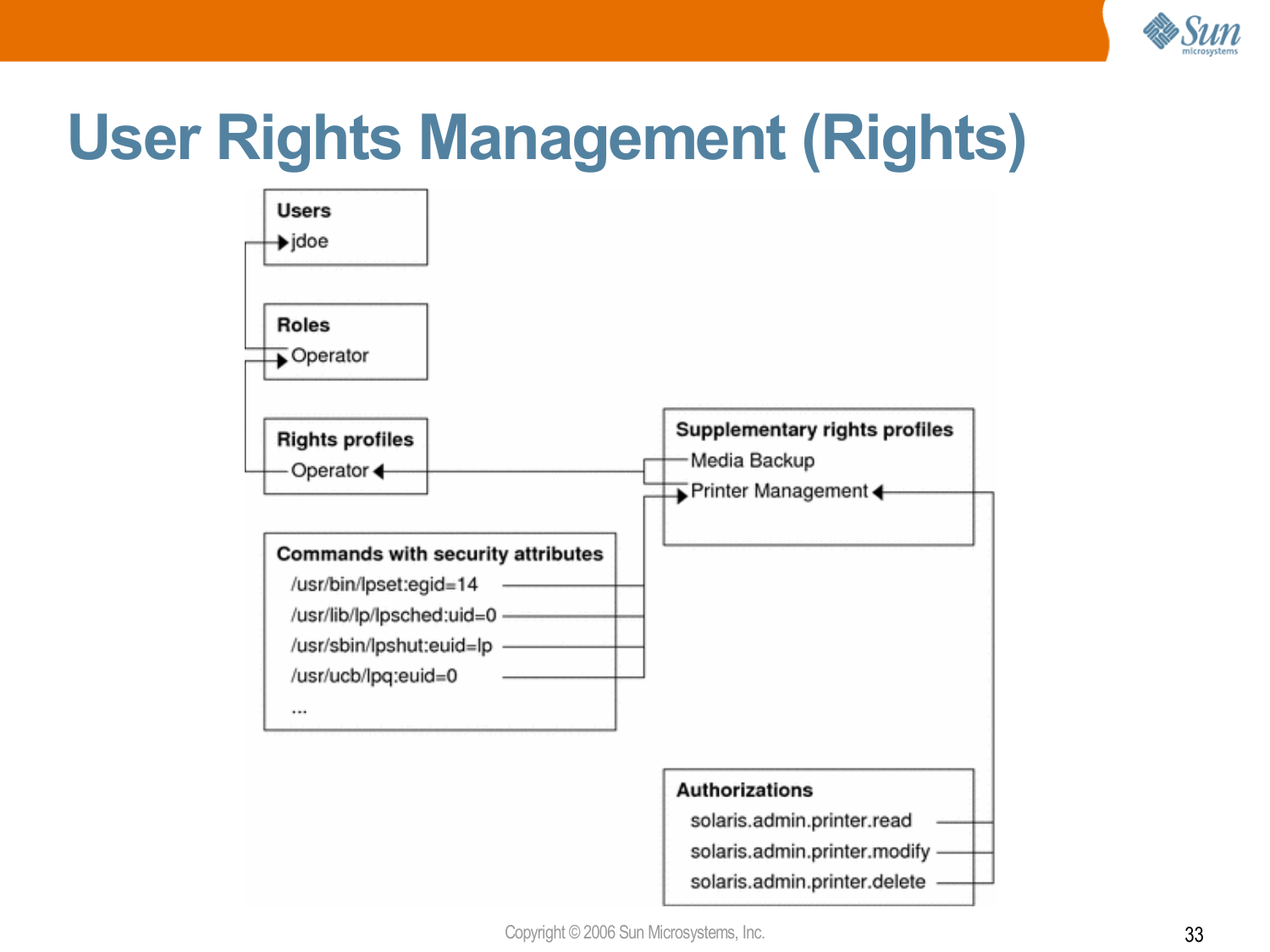# User Rights Management (Rights)

**Users**
- jdoe

**Roles**
- Operator

**Rights profiles**
- Operator

**Supplementary rights profiles**
- Media Backup
- Printer Management

**Commands with security attributes**
- /usr/bin/lpset:egid=14
- /usr/lib/lp/lpsched:uid=0
- /usr/sbin/lpshut:euid=lp
- /usr/ucb/lpq:euid=0
- ...

**Authorizations**
- solaris.admin.printer.read
- solaris.admin.printer.modify
- solaris.admin.printer.delete

Copyright © 2006 Sun Microsystems, Inc.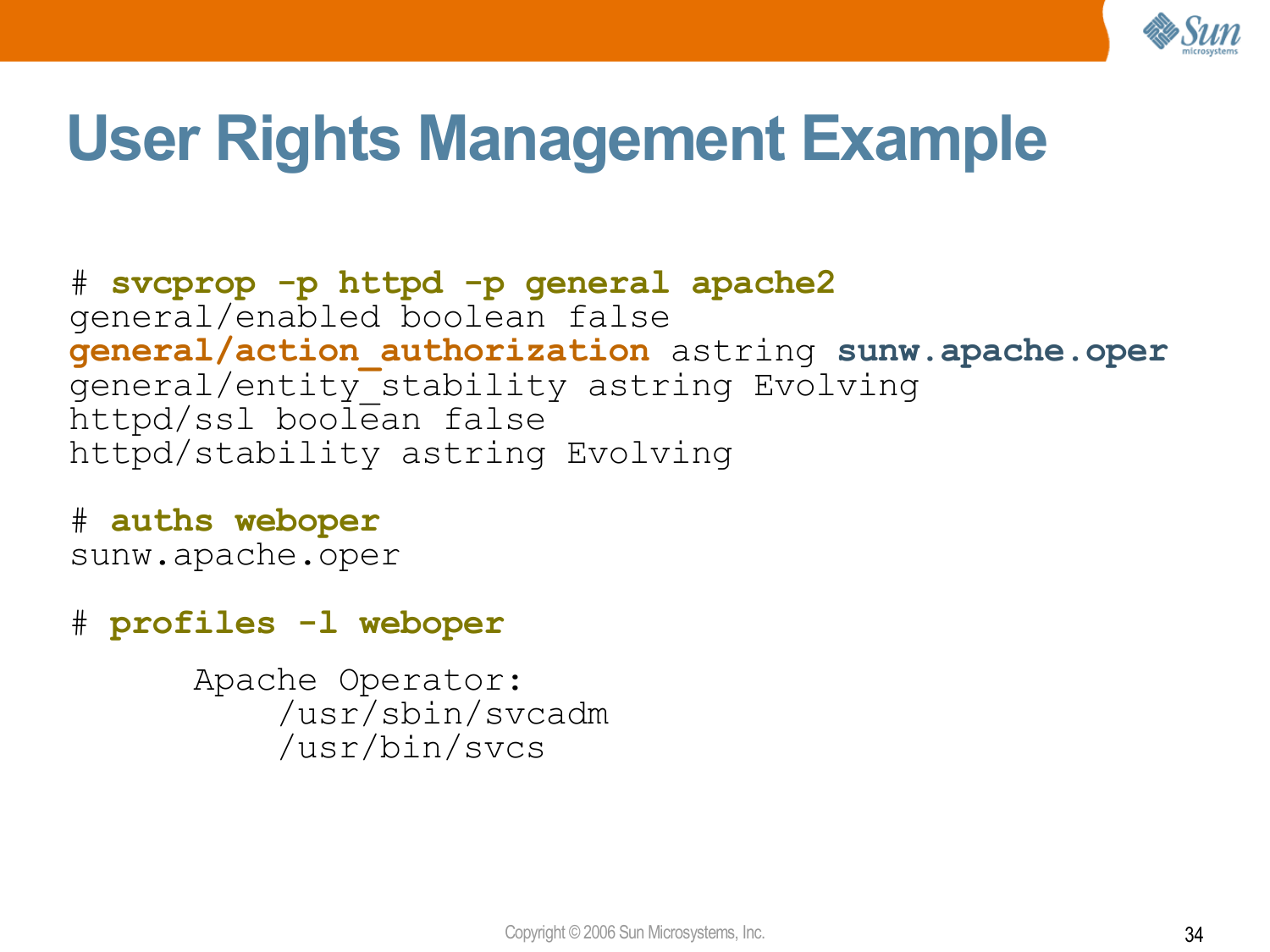# User Rights Management Example

```
# svcprop -p httpd -p general apache2
general/enabled boolean false
general/action_authorization astring sunw.apache.oper
general/entity_stability astring Evolving
httpd/ssl boolean false
httpd/stability astring Evolving

# auths weboper
sunw.apache.oper

# profiles -l weboper

      Apache Operator:
          /usr/sbin/svcadm
          /usr/bin/svcs
```

Copyright © 2006 Sun Microsystems, Inc.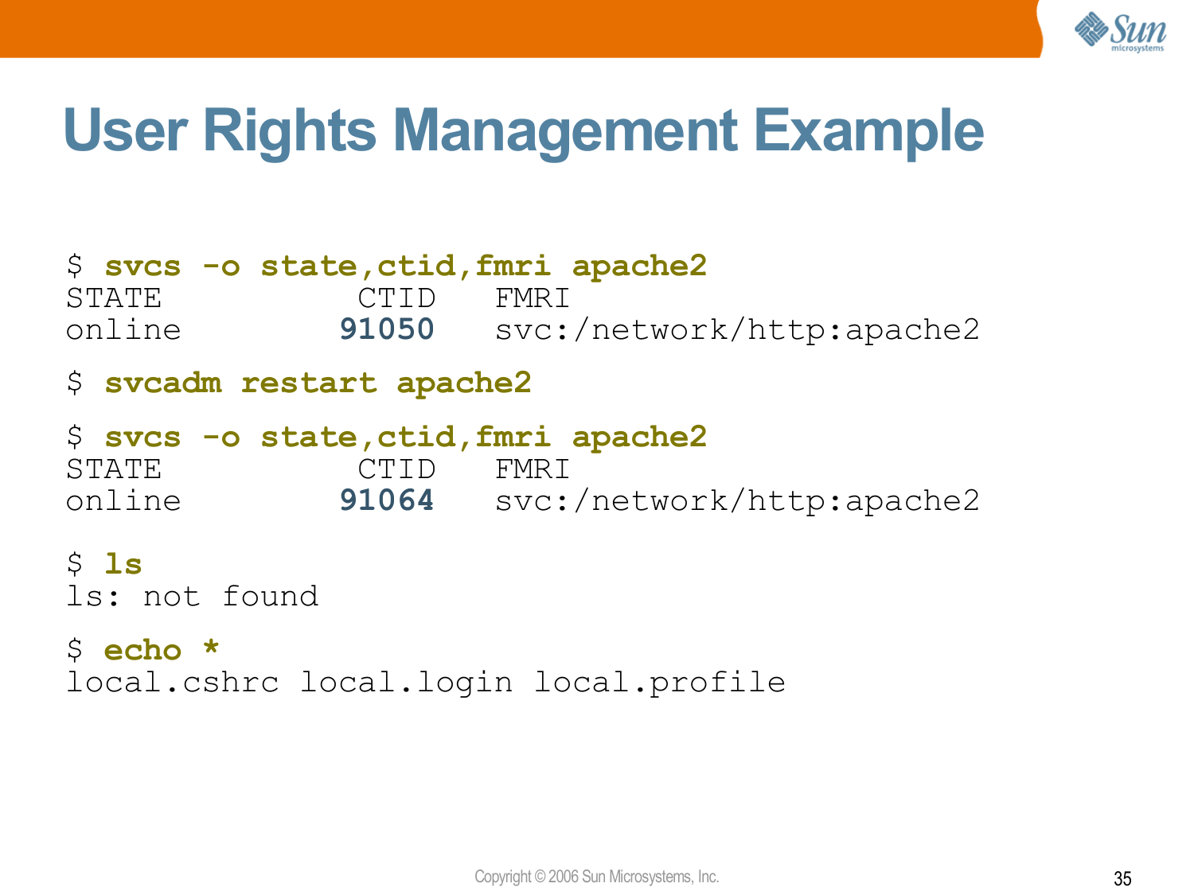# User Rights Management Example

```
$ svcs -o state,ctid,fmri apache2
STATE          CTID   FMRI
online        91050   svc:/network/http:apache2

$ svcadm restart apache2

$ svcs -o state,ctid,fmri apache2
STATE          CTID   FMRI
online        91064   svc:/network/http:apache2

$ ls
ls: not found

$ echo *
local.cshrc local.login local.profile
```

Copyright © 2006 Sun Microsystems, Inc.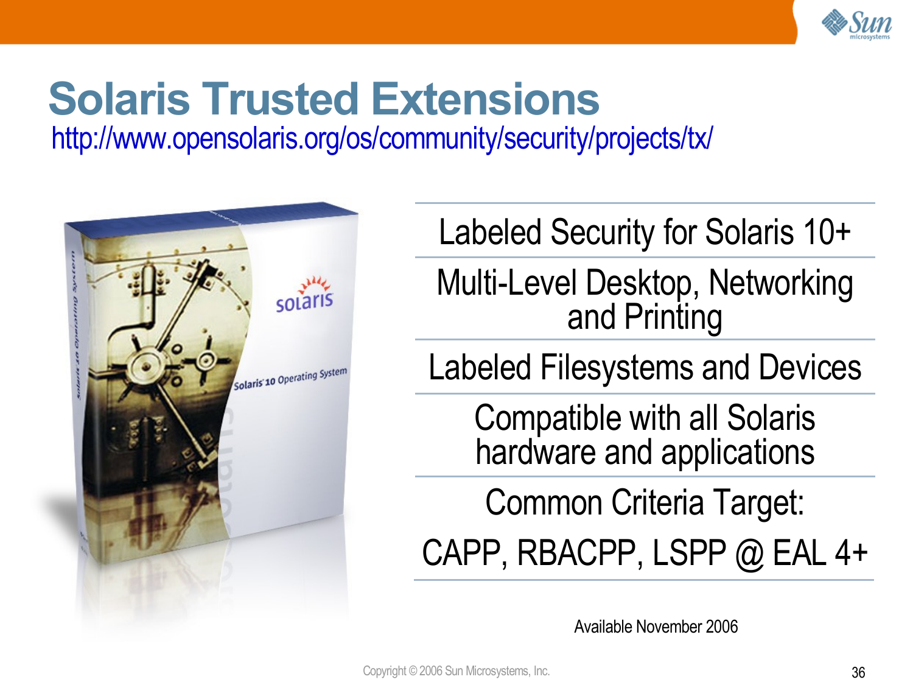# Solaris Trusted Extensions

http://www.opensolaris.org/os/community/security/projects/tx/

- Labeled Security for Solaris 10+
- Multi-Level Desktop, Networking and Printing
- Labeled Filesystems and Devices
- Compatible with all Solaris hardware and applications
- Common Criteria Target: CAPP, RBACPP, LSPP @ EAL 4+

Available November 2006

Copyright © 2006 Sun Microsystems, Inc.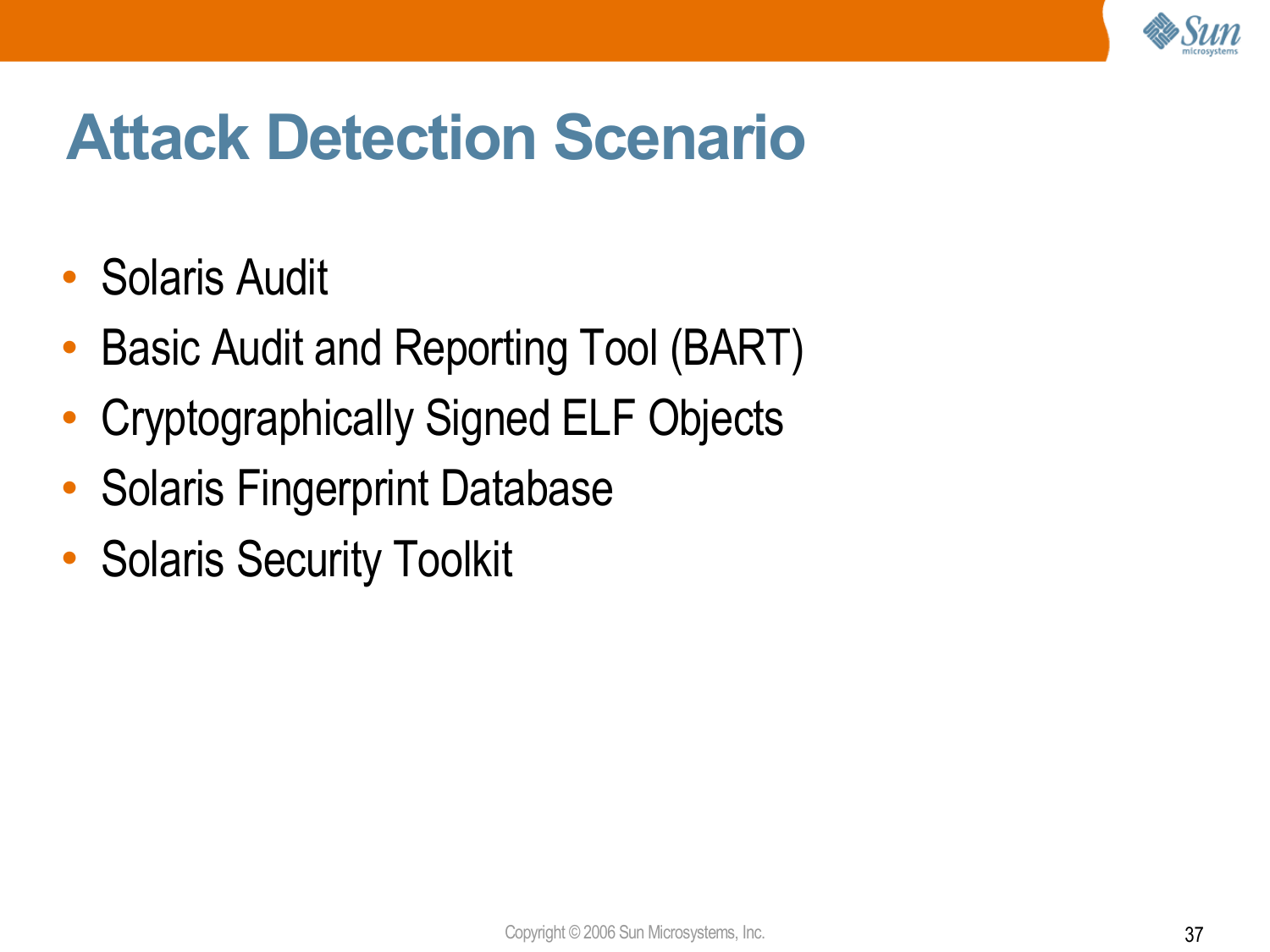# Attack Detection Scenario

- Solaris Audit
- Basic Audit and Reporting Tool (BART)
- Cryptographically Signed ELF Objects
- Solaris Fingerprint Database
- Solaris Security Toolkit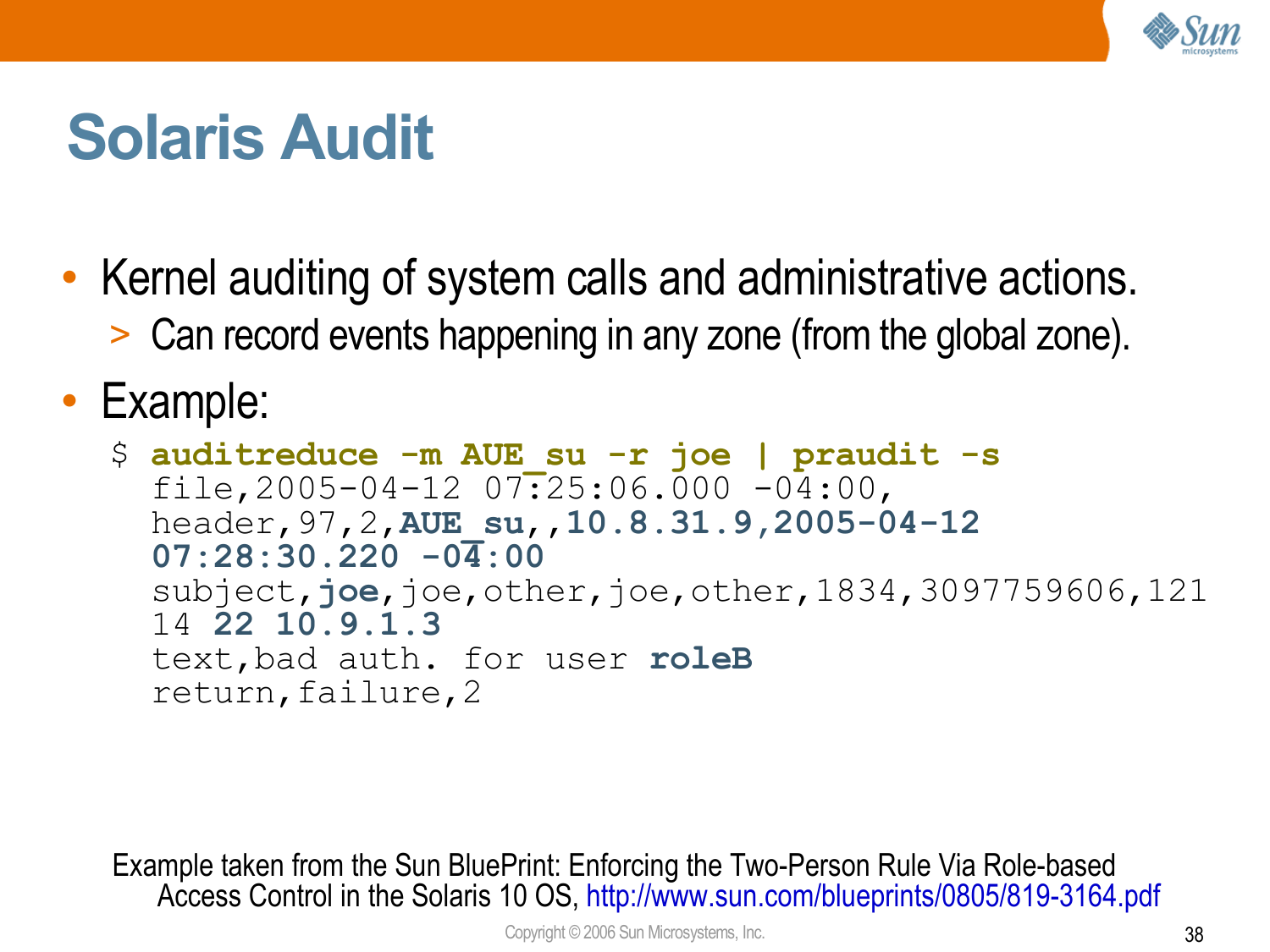# Solaris Audit

- Kernel auditing of system calls and administrative actions.
  - Can record events happening in any zone (from the global zone).
- Example:

```
$ auditreduce -m AUE_su -r joe | praudit -s
  file,2005-04-12 07:25:06.000 -04:00,
  header,97,2,AUE_su,,10.8.31.9,2005-04-12
  07:28:30.220 -04:00
  subject,joe,joe,other,joe,other,1834,3097759606,121
  14 22 10.9.1.3
  text,bad auth. for user roleB
  return,failure,2
```

Example taken from the Sun BluePrint: Enforcing the Two-Person Rule Via Role-based Access Control in the Solaris 10 OS, http://www.sun.com/blueprints/0805/819-3164.pdf

Copyright © 2006 Sun Microsystems, Inc.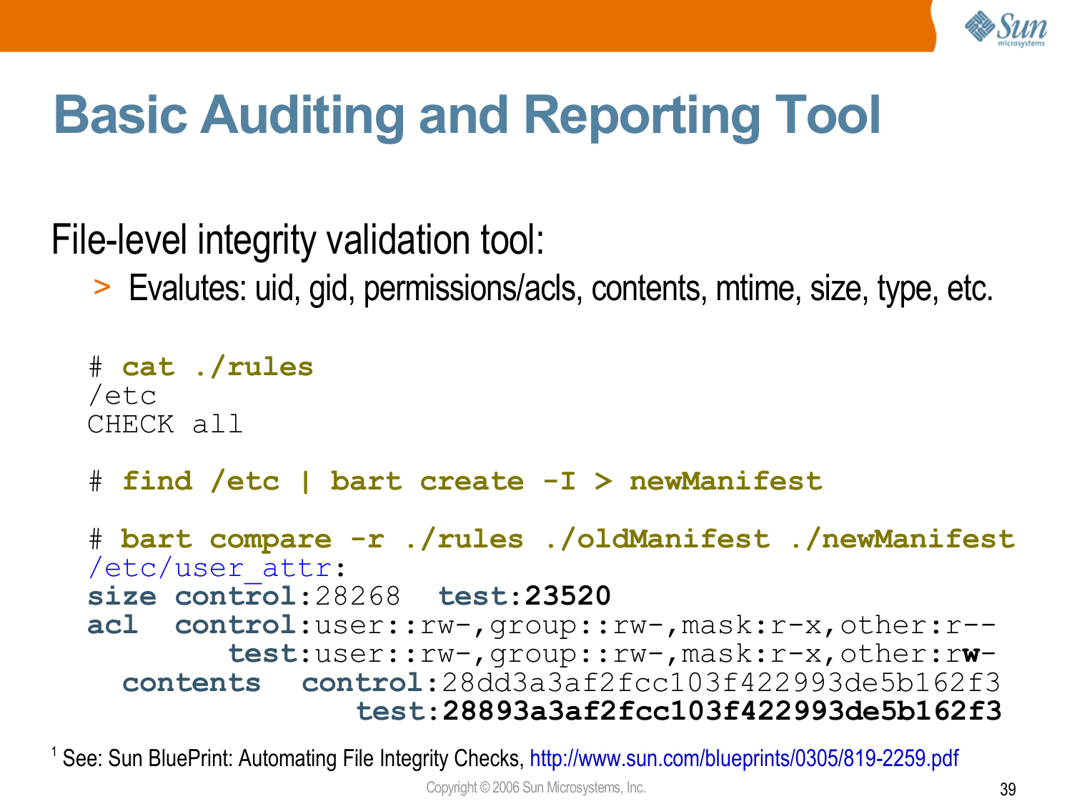# Basic Auditing and Reporting Tool

File-level integrity validation tool:

- Evalutes: uid, gid, permissions/acls, contents, mtime, size, type, etc.

```
# cat ./rules
/etc
CHECK all

# find /etc | bart create -I > newManifest

# bart compare -r ./rules ./oldManifest ./newManifest
/etc/user_attr:
size control:28268  test:23520
acl  control:user::rw-,group::rw-,mask:r-x,other:r--
        test:user::rw-,group::rw-,mask:r-x,other:rw-
  contents   control:28dd3a3af2fcc103f422993de5b162f3
                test:28893a3af2fcc103f422993de5b162f3
```

[1] See: Sun BluePrint: Automating File Integrity Checks, http://www.sun.com/blueprints/0305/819-2259.pdf

Copyright © 2006 Sun Microsystems, Inc.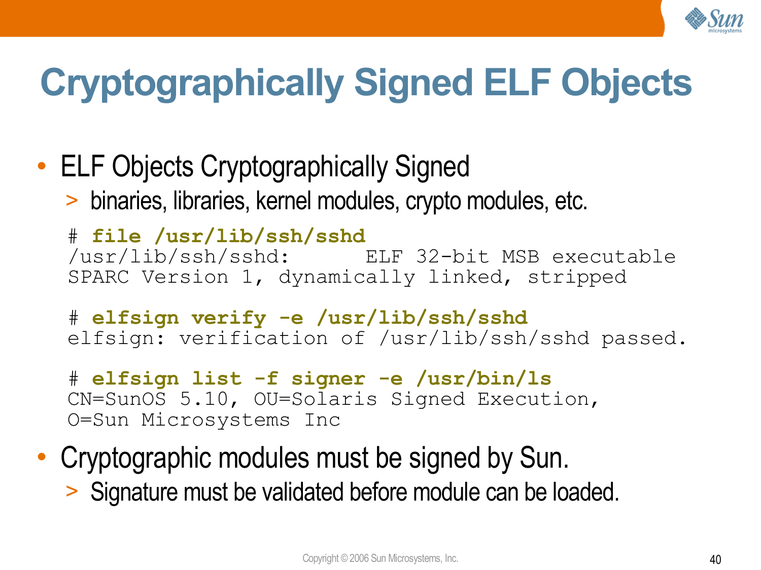# Cryptographically Signed ELF Objects

- ELF Objects Cryptographically Signed
  - binaries, libraries, kernel modules, crypto modules, etc.

```
# file /usr/lib/ssh/sshd
/usr/lib/ssh/sshd:      ELF 32-bit MSB executable
SPARC Version 1, dynamically linked, stripped

# elfsign verify -e /usr/lib/ssh/sshd
elfsign: verification of /usr/lib/ssh/sshd passed.

# elfsign list -f signer -e /usr/bin/ls
CN=SunOS 5.10, OU=Solaris Signed Execution,
O=Sun Microsystems Inc
```

- Cryptographic modules must be signed by Sun.
  - Signature must be validated before module can be loaded.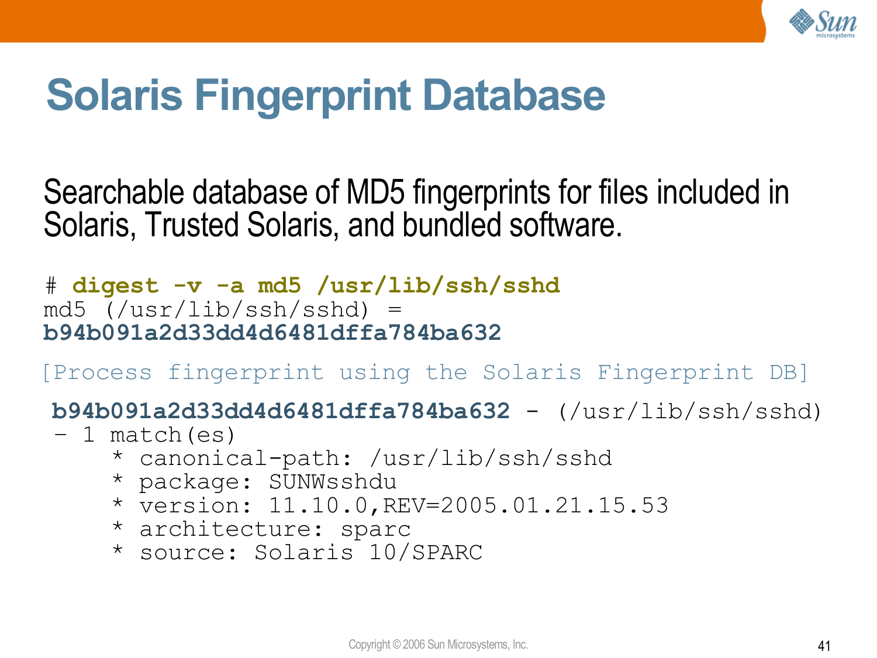# Solaris Fingerprint Database

Searchable database of MD5 fingerprints for files included in Solaris, Trusted Solaris, and bundled software.

```
# digest -v -a md5 /usr/lib/ssh/sshd
md5 (/usr/lib/ssh/sshd) =
b94b091a2d33dd4d6481dffa784ba632

[Process fingerprint using the Solaris Fingerprint DB]

 b94b091a2d33dd4d6481dffa784ba632 - (/usr/lib/ssh/sshd)
 - 1 match(es)
     * canonical-path: /usr/lib/ssh/sshd
     * package: SUNWsshdu
     * version: 11.10.0,REV=2005.01.21.15.53
     * architecture: sparc
     * source: Solaris 10/SPARC
```

Copyright © 2006 Sun Microsystems, Inc.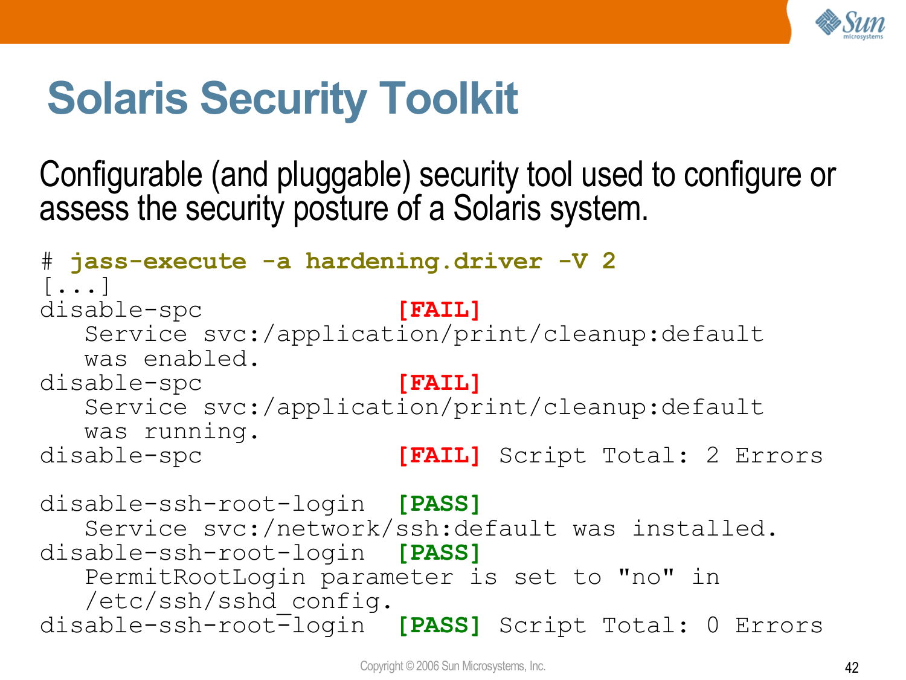# Solaris Security Toolkit

Configurable (and pluggable) security tool used to configure or assess the security posture of a Solaris system.

```
# jass-execute -a hardening.driver -V 2
[...]
disable-spc                 [FAIL]
   Service svc:/application/print/cleanup:default
   was enabled.
disable-spc                 [FAIL]
   Service svc:/application/print/cleanup:default
   was running.
disable-spc                 [FAIL] Script Total: 2 Errors

disable-ssh-root-login   [PASS]
   Service svc:/network/ssh:default was installed.
disable-ssh-root-login   [PASS]
   PermitRootLogin parameter is set to "no" in
   /etc/ssh/sshd_config.
disable-ssh-root-login   [PASS] Script Total: 0 Errors
```

Copyright © 2006 Sun Microsystems, Inc.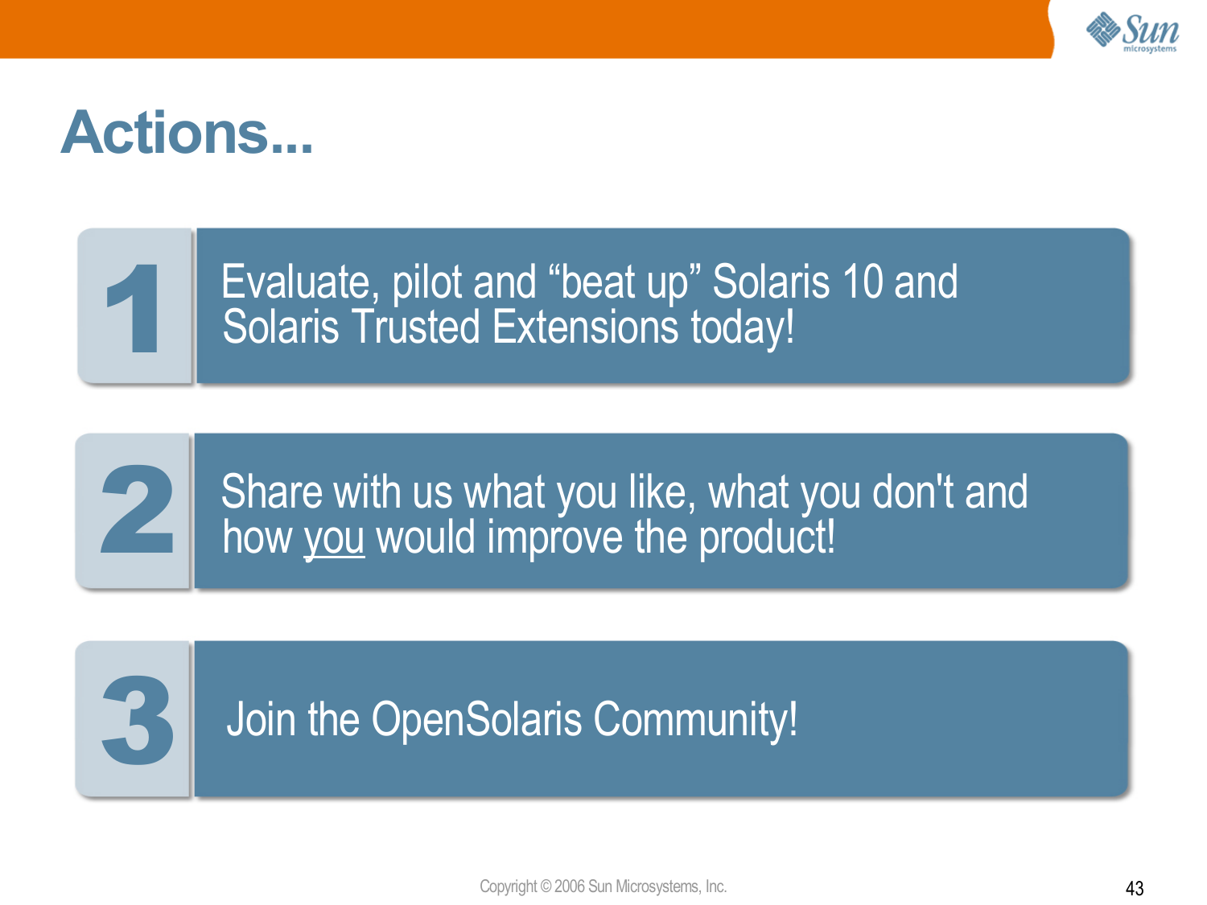# Actions...

1. Evaluate, pilot and “beat up” Solaris 10 and Solaris Trusted Extensions today!

2. Share with us what you like, what you don't and how you would improve the product!

3. Join the OpenSolaris Community!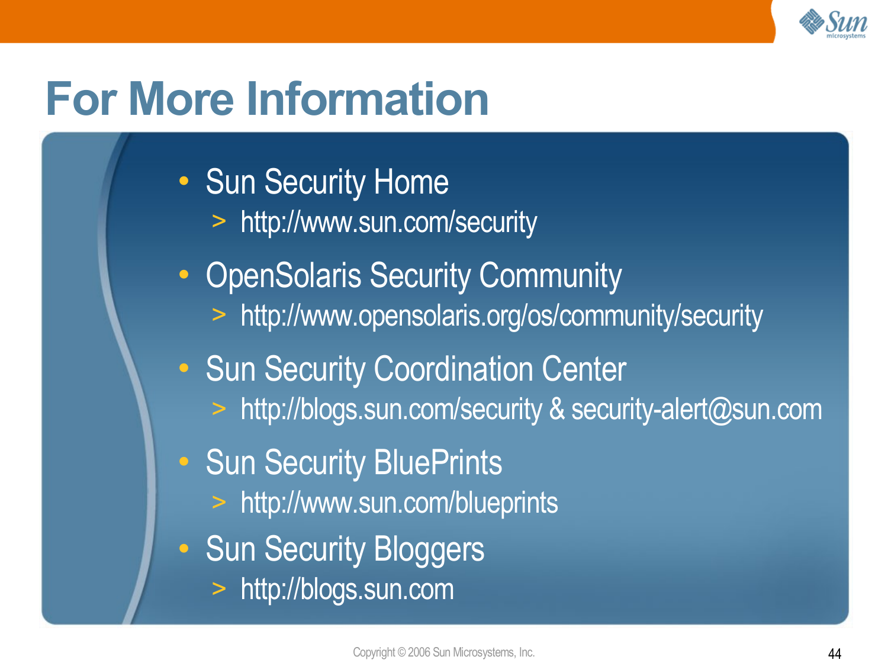# For More Information

- Sun Security Home
  - http://www.sun.com/security
- OpenSolaris Security Community
  - http://www.opensolaris.org/os/community/security
- Sun Security Coordination Center
  - http://blogs.sun.com/security & security-alert@sun.com
- Sun Security BluePrints
  - http://www.sun.com/blueprints
- Sun Security Bloggers
  - http://blogs.sun.com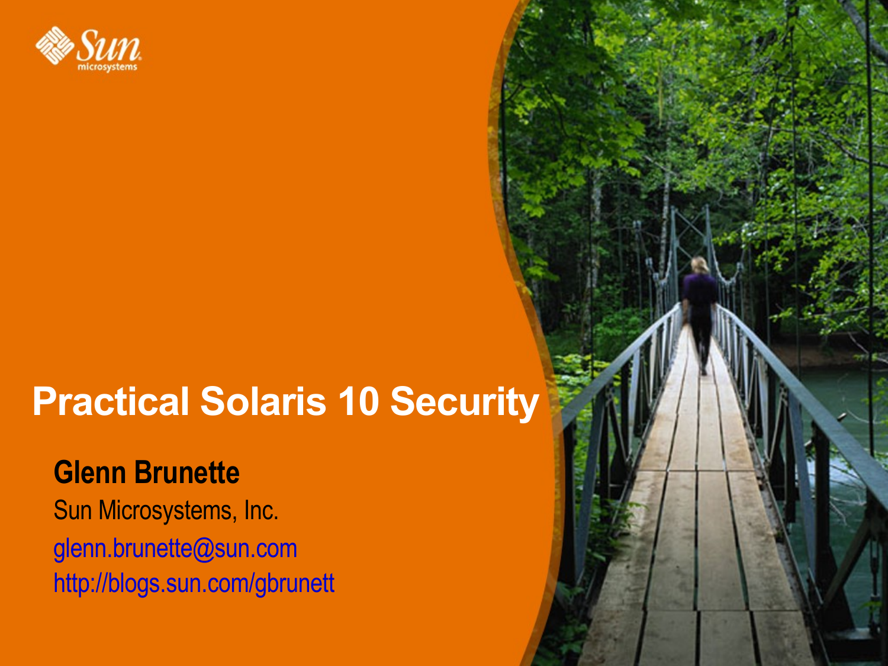Sun microsystems

# Practical Solaris 10 Security

**Glenn Brunette**

Sun Microsystems, Inc.

glenn.brunette@sun.com

http://blogs.sun.com/gbrunett